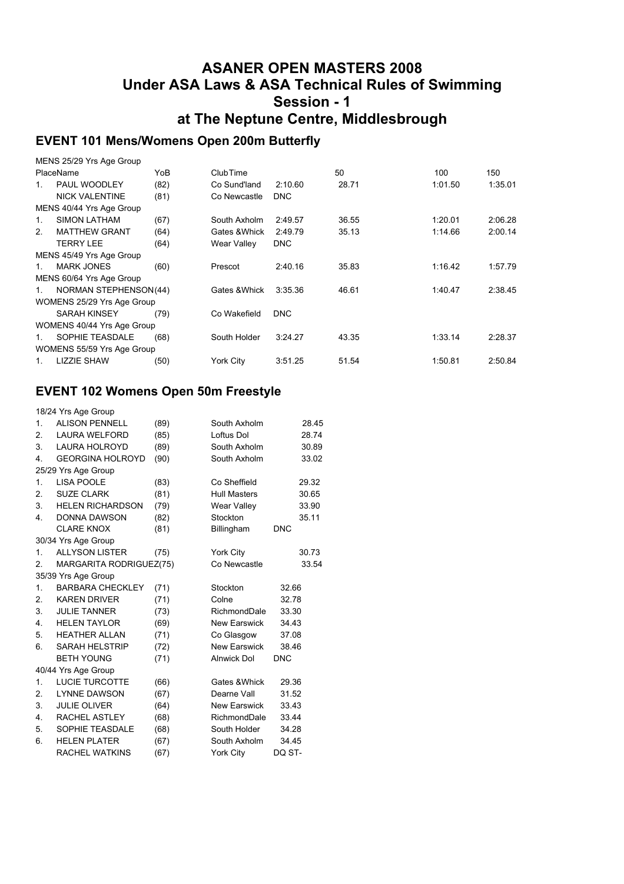# ASANER OPEN MASTERS 2008
# Under ASA Laws & ASA Technical Rules of Swimming
# Session - 1
# at The Neptune Centre, Middlesbrough

## EVENT 101 Mens/Womens Open 200m Butterfly

| Place | Name | YoB | Club | Time | 50 | 100 | 150 |
|---|---|---|---|---|---|---|---|
| MENS 25/29 Yrs Age Group | | | | | | | |
| 1. | PAUL WOODLEY | (82) | Co Sund'land | 2:10.60 | 28.71 | 1:01.50 | 1:35.01 |
| | NICK VALENTINE | (81) | Co Newcastle | DNC | | | |
| MENS 40/44 Yrs Age Group | | | | | | | |
| 1. | SIMON LATHAM | (67) | South Axholm | 2:49.57 | 36.55 | 1:20.01 | 2:06.28 |
| 2. | MATTHEW GRANT | (64) | Gates &Whick | 2:49.79 | 35.13 | 1:14.66 | 2:00.14 |
| | TERRY LEE | (64) | Wear Valley | DNC | | | |
| MENS 45/49 Yrs Age Group | | | | | | | |
| 1. | MARK JONES | (60) | Prescot | 2:40.16 | 35.83 | 1:16.42 | 1:57.79 |
| MENS 60/64 Yrs Age Group | | | | | | | |
| 1. | NORMAN STEPHENSON | (44) | Gates &Whick | 3:35.36 | 46.61 | 1:40.47 | 2:38.45 |
| WOMENS 25/29 Yrs Age Group | | | | | | | |
| | SARAH KINSEY | (79) | Co Wakefield | DNC | | | |
| WOMENS 40/44 Yrs Age Group | | | | | | | |
| 1. | SOPHIE TEASDALE | (68) | South Holder | 3:24.27 | 43.35 | 1:33.14 | 2:28.37 |
| WOMENS 55/59 Yrs Age Group | | | | | | | |
| 1. | LIZZIE SHAW | (50) | York City | 3:51.25 | 51.54 | 1:50.81 | 2:50.84 |

## EVENT 102 Womens Open 50m Freestyle

| Place | Name | YoB | Club | Time |
|---|---|---|---|---|
| 18/24 Yrs Age Group | | | | |
| 1. | ALISON PENNELL | (89) | South Axholm | 28.45 |
| 2. | LAURA WELFORD | (85) | Loftus Dol | 28.74 |
| 3. | LAURA HOLROYD | (89) | South Axholm | 30.89 |
| 4. | GEORGINA HOLROYD | (90) | South Axholm | 33.02 |
| 25/29 Yrs Age Group | | | | |
| 1. | LISA POOLE | (83) | Co Sheffield | 29.32 |
| 2. | SUZE CLARK | (81) | Hull Masters | 30.65 |
| 3. | HELEN RICHARDSON | (79) | Wear Valley | 33.90 |
| 4. | DONNA DAWSON | (82) | Stockton | 35.11 |
| | CLARE KNOX | (81) | Billingham | DNC |
| 30/34 Yrs Age Group | | | | |
| 1. | ALLYSON LISTER | (75) | York City | 30.73 |
| 2. | MARGARITA RODRIGUEZ | (75) | Co Newcastle | 33.54 |
| 35/39 Yrs Age Group | | | | |
| 1. | BARBARA CHECKLEY | (71) | Stockton | 32.66 |
| 2. | KAREN DRIVER | (71) | Colne | 32.78 |
| 3. | JULIE TANNER | (73) | RichmondDale | 33.30 |
| 4. | HELEN TAYLOR | (69) | New Earswick | 34.43 |
| 5. | HEATHER ALLAN | (71) | Co Glasgow | 37.08 |
| 6. | SARAH HELSTRIP | (72) | New Earswick | 38.46 |
| | BETH YOUNG | (71) | Alnwick Dol | DNC |
| 40/44 Yrs Age Group | | | | |
| 1. | LUCIE TURCOTTE | (66) | Gates &Whick | 29.36 |
| 2. | LYNNE DAWSON | (67) | Dearne Vall | 31.52 |
| 3. | JULIE OLIVER | (64) | New Earswick | 33.43 |
| 4. | RACHEL ASTLEY | (68) | RichmondDale | 33.44 |
| 5. | SOPHIE TEASDALE | (68) | South Holder | 34.28 |
| 6. | HELEN PLATER | (67) | South Axholm | 34.45 |
| | RACHEL WATKINS | (67) | York City | DQ ST- |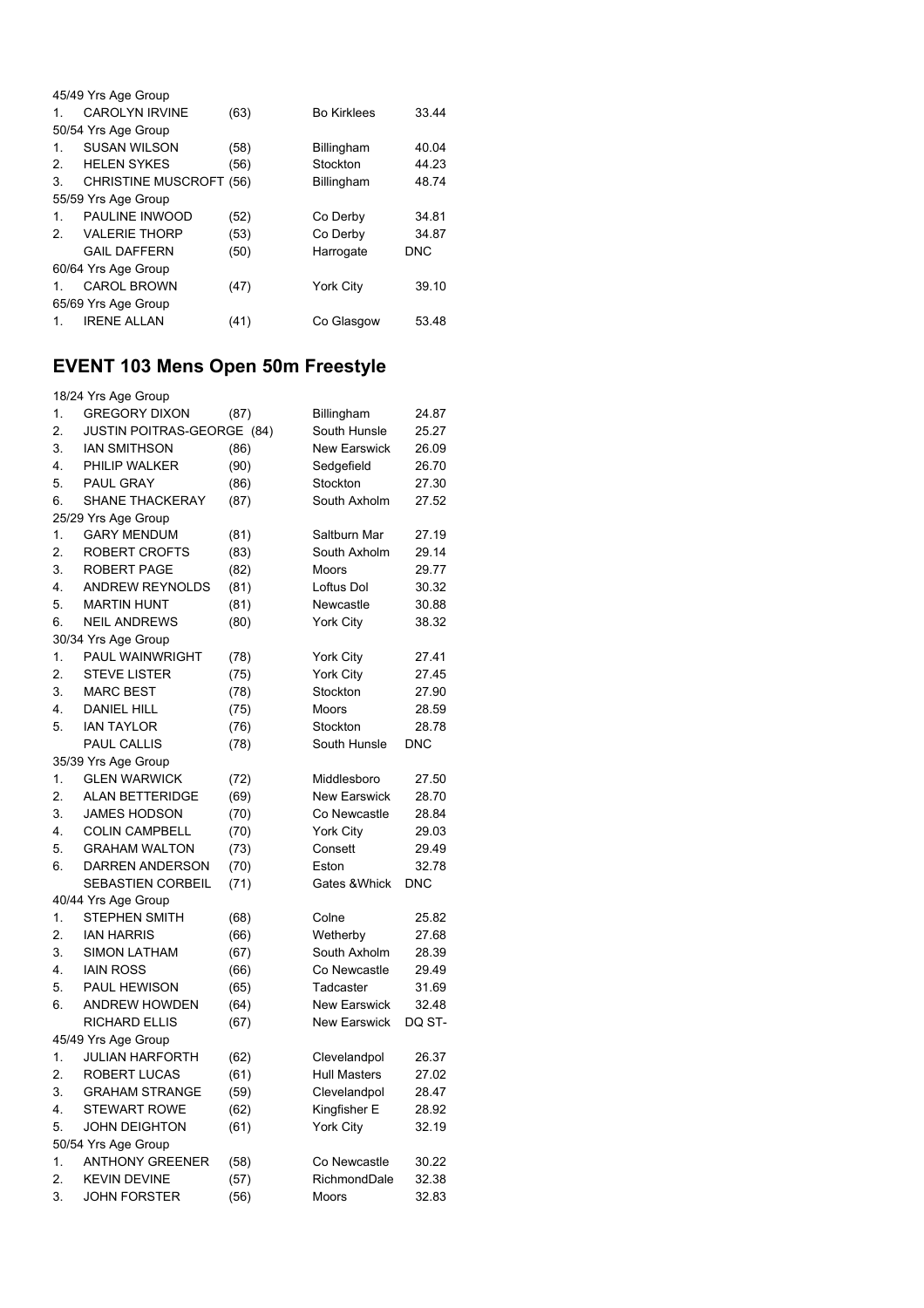45/49 Yrs Age Group

| | | | | |
|---|---|---|---|---|
| 1. | CAROLYN IRVINE | (63) | Bo Kirklees | 33.44 |

50/54 Yrs Age Group

| | | | | |
|---|---|---|---|---|
| 1. | SUSAN WILSON | (58) | Billingham | 40.04 |
| 2. | HELEN SYKES | (56) | Stockton | 44.23 |
| 3. | CHRISTINE MUSCROFT | (56) | Billingham | 48.74 |

55/59 Yrs Age Group

| | | | | |
|---|---|---|---|---|
| 1. | PAULINE INWOOD | (52) | Co Derby | 34.81 |
| 2. | VALERIE THORP | (53) | Co Derby | 34.87 |
| | GAIL DAFFERN | (50) | Harrogate | DNC |

60/64 Yrs Age Group

| | | | | |
|---|---|---|---|---|
| 1. | CAROL BROWN | (47) | York City | 39.10 |

65/69 Yrs Age Group

| | | | | |
|---|---|---|---|---|
| 1. | IRENE ALLAN | (41) | Co Glasgow | 53.48 |

## EVENT 103 Mens Open 50m Freestyle

18/24 Yrs Age Group

| | | | | |
|---|---|---|---|---|
| 1. | GREGORY DIXON | (87) | Billingham | 24.87 |
| 2. | JUSTIN POITRAS-GEORGE | (84) | South Hunsle | 25.27 |
| 3. | IAN SMITHSON | (86) | New Earswick | 26.09 |
| 4. | PHILIP WALKER | (90) | Sedgefield | 26.70 |
| 5. | PAUL GRAY | (86) | Stockton | 27.30 |
| 6. | SHANE THACKERAY | (87) | South Axholm | 27.52 |

25/29 Yrs Age Group

| | | | | |
|---|---|---|---|---|
| 1. | GARY MENDUM | (81) | Saltburn Mar | 27.19 |
| 2. | ROBERT CROFTS | (83) | South Axholm | 29.14 |
| 3. | ROBERT PAGE | (82) | Moors | 29.77 |
| 4. | ANDREW REYNOLDS | (81) | Loftus Dol | 30.32 |
| 5. | MARTIN HUNT | (81) | Newcastle | 30.88 |
| 6. | NEIL ANDREWS | (80) | York City | 38.32 |

30/34 Yrs Age Group

| | | | | |
|---|---|---|---|---|
| 1. | PAUL WAINWRIGHT | (78) | York City | 27.41 |
| 2. | STEVE LISTER | (75) | York City | 27.45 |
| 3. | MARC BEST | (78) | Stockton | 27.90 |
| 4. | DANIEL HILL | (75) | Moors | 28.59 |
| 5. | IAN TAYLOR | (76) | Stockton | 28.78 |
| | PAUL CALLIS | (78) | South Hunsle | DNC |

35/39 Yrs Age Group

| | | | | |
|---|---|---|---|---|
| 1. | GLEN WARWICK | (72) | Middlesboro | 27.50 |
| 2. | ALAN BETTERIDGE | (69) | New Earswick | 28.70 |
| 3. | JAMES HODSON | (70) | Co Newcastle | 28.84 |
| 4. | COLIN CAMPBELL | (70) | York City | 29.03 |
| 5. | GRAHAM WALTON | (73) | Consett | 29.49 |
| 6. | DARREN ANDERSON | (70) | Eston | 32.78 |
| | SEBASTIEN CORBEIL | (71) | Gates &Whick | DNC |

40/44 Yrs Age Group

| | | | | |
|---|---|---|---|---|
| 1. | STEPHEN SMITH | (68) | Colne | 25.82 |
| 2. | IAN HARRIS | (66) | Wetherby | 27.68 |
| 3. | SIMON LATHAM | (67) | South Axholm | 28.39 |
| 4. | IAIN ROSS | (66) | Co Newcastle | 29.49 |
| 5. | PAUL HEWISON | (65) | Tadcaster | 31.69 |
| 6. | ANDREW HOWDEN | (64) | New Earswick | 32.48 |
| | RICHARD ELLIS | (67) | New Earswick | DQ ST- |

45/49 Yrs Age Group

| | | | | |
|---|---|---|---|---|
| 1. | JULIAN HARFORTH | (62) | Clevelandpol | 26.37 |
| 2. | ROBERT LUCAS | (61) | Hull Masters | 27.02 |
| 3. | GRAHAM STRANGE | (59) | Clevelandpol | 28.47 |
| 4. | STEWART ROWE | (62) | Kingfisher E | 28.92 |
| 5. | JOHN DEIGHTON | (61) | York City | 32.19 |

50/54 Yrs Age Group

| | | | | |
|---|---|---|---|---|
| 1. | ANTHONY GREENER | (58) | Co Newcastle | 30.22 |
| 2. | KEVIN DEVINE | (57) | RichmondDale | 32.38 |
| 3. | JOHN FORSTER | (56) | Moors | 32.83 |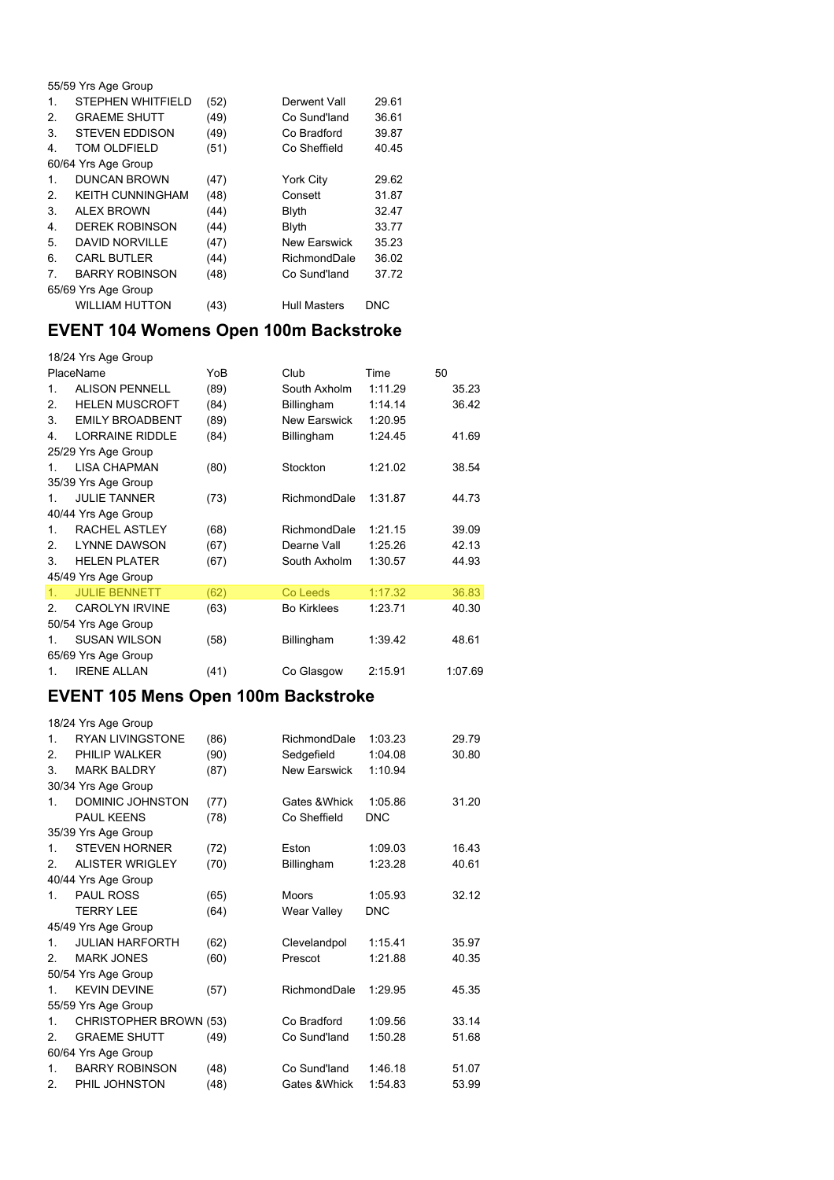| | | | | |
|---|---|---|---|---|
| 55/59 Yrs Age Group | | | | |
| 1. | STEPHEN WHITFIELD | (52) | Derwent Vall | 29.61 |
| 2. | GRAEME SHUTT | (49) | Co Sund'land | 36.61 |
| 3. | STEVEN EDDISON | (49) | Co Bradford | 39.87 |
| 4. | TOM OLDFIELD | (51) | Co Sheffield | 40.45 |
| 60/64 Yrs Age Group | | | | |
| 1. | DUNCAN BROWN | (47) | York City | 29.62 |
| 2. | KEITH CUNNINGHAM | (48) | Consett | 31.87 |
| 3. | ALEX BROWN | (44) | Blyth | 32.47 |
| 4. | DEREK ROBINSON | (44) | Blyth | 33.77 |
| 5. | DAVID NORVILLE | (47) | New Earswick | 35.23 |
| 6. | CARL BUTLER | (44) | RichmondDale | 36.02 |
| 7. | BARRY ROBINSON | (48) | Co Sund'land | 37.72 |
| 65/69 Yrs Age Group | | | | |
| | WILLIAM HUTTON | (43) | Hull Masters | DNC |

## EVENT 104 Womens Open 100m Backstroke

| Place | Name | YoB | Club | Time | 50 |
|---|---|---|---|---|---|
| 18/24 Yrs Age Group | | | | | |
| 1. | ALISON PENNELL | (89) | South Axholm | 1:11.29 | 35.23 |
| 2. | HELEN MUSCROFT | (84) | Billingham | 1:14.14 | 36.42 |
| 3. | EMILY BROADBENT | (89) | New Earswick | 1:20.95 | |
| 4. | LORRAINE RIDDLE | (84) | Billingham | 1:24.45 | 41.69 |
| 25/29 Yrs Age Group | | | | | |
| 1. | LISA CHAPMAN | (80) | Stockton | 1:21.02 | 38.54 |
| 35/39 Yrs Age Group | | | | | |
| 1. | JULIE TANNER | (73) | RichmondDale | 1:31.87 | 44.73 |
| 40/44 Yrs Age Group | | | | | |
| 1. | RACHEL ASTLEY | (68) | RichmondDale | 1:21.15 | 39.09 |
| 2. | LYNNE DAWSON | (67) | Dearne Vall | 1:25.26 | 42.13 |
| 3. | HELEN PLATER | (67) | South Axholm | 1:30.57 | 44.93 |
| 45/49 Yrs Age Group | | | | | |
| 1. | JULIE BENNETT | (62) | Co Leeds | 1:17.32 | 36.83 |
| 2. | CAROLYN IRVINE | (63) | Bo Kirklees | 1:23.71 | 40.30 |
| 50/54 Yrs Age Group | | | | | |
| 1. | SUSAN WILSON | (58) | Billingham | 1:39.42 | 48.61 |
| 65/69 Yrs Age Group | | | | | |
| 1. | IRENE ALLAN | (41) | Co Glasgow | 2:15.91 | 1:07.69 |

## EVENT 105 Mens Open 100m Backstroke

| Place | Name | YoB | Club | Time | 50 |
|---|---|---|---|---|---|
| 18/24 Yrs Age Group | | | | | |
| 1. | RYAN LIVINGSTONE | (86) | RichmondDale | 1:03.23 | 29.79 |
| 2. | PHILIP WALKER | (90) | Sedgefield | 1:04.08 | 30.80 |
| 3. | MARK BALDRY | (87) | New Earswick | 1:10.94 | |
| 30/34 Yrs Age Group | | | | | |
| 1. | DOMINIC JOHNSTON | (77) | Gates &Whick | 1:05.86 | 31.20 |
| | PAUL KEENS | (78) | Co Sheffield | DNC | |
| 35/39 Yrs Age Group | | | | | |
| 1. | STEVEN HORNER | (72) | Eston | 1:09.03 | 16.43 |
| 2. | ALISTER WRIGLEY | (70) | Billingham | 1:23.28 | 40.61 |
| 40/44 Yrs Age Group | | | | | |
| 1. | PAUL ROSS | (65) | Moors | 1:05.93 | 32.12 |
| | TERRY LEE | (64) | Wear Valley | DNC | |
| 45/49 Yrs Age Group | | | | | |
| 1. | JULIAN HARFORTH | (62) | Clevelandpol | 1:15.41 | 35.97 |
| 2. | MARK JONES | (60) | Prescot | 1:21.88 | 40.35 |
| 50/54 Yrs Age Group | | | | | |
| 1. | KEVIN DEVINE | (57) | RichmondDale | 1:29.95 | 45.35 |
| 55/59 Yrs Age Group | | | | | |
| 1. | CHRISTOPHER BROWN | (53) | Co Bradford | 1:09.56 | 33.14 |
| 2. | GRAEME SHUTT | (49) | Co Sund'land | 1:50.28 | 51.68 |
| 60/64 Yrs Age Group | | | | | |
| 1. | BARRY ROBINSON | (48) | Co Sund'land | 1:46.18 | 51.07 |
| 2. | PHIL JOHNSTON | (48) | Gates &Whick | 1:54.83 | 53.99 |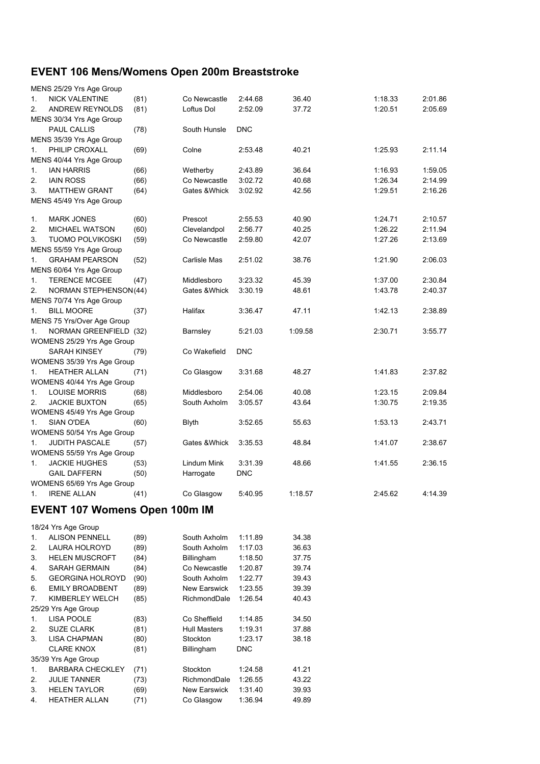## EVENT 106 Mens/Womens Open 200m Breaststroke

| | | | | | | | |
|---|---|---|---|---|---|---|---|
| MENS 25/29 Yrs Age Group | | | | | | | |
| 1. | NICK VALENTINE | (81) | Co Newcastle | 2:44.68 | 36.40 | 1:18.33 | 2:01.86 |
| 2. | ANDREW REYNOLDS | (81) | Loftus Dol | 2:52.09 | 37.72 | 1:20.51 | 2:05.69 |
| MENS 30/34 Yrs Age Group | | | | | | | |
| | PAUL CALLIS | (78) | South Hunsle | DNC | | | |
| MENS 35/39 Yrs Age Group | | | | | | | |
| 1. | PHILIP CROXALL | (69) | Colne | 2:53.48 | 40.21 | 1:25.93 | 2:11.14 |
| MENS 40/44 Yrs Age Group | | | | | | | |
| 1. | IAN HARRIS | (66) | Wetherby | 2:43.89 | 36.64 | 1:16.93 | 1:59.05 |
| 2. | IAIN ROSS | (66) | Co Newcastle | 3:02.72 | 40.68 | 1:26.34 | 2:14.99 |
| 3. | MATTHEW GRANT | (64) | Gates &Whick | 3:02.92 | 42.56 | 1:29.51 | 2:16.26 |
| MENS 45/49 Yrs Age Group | | | | | | | |
| 1. | MARK JONES | (60) | Prescot | 2:55.53 | 40.90 | 1:24.71 | 2:10.57 |
| 2. | MICHAEL WATSON | (60) | Clevelandpol | 2:56.77 | 40.25 | 1:26.22 | 2:11.94 |
| 3. | TUOMO POLVIKOSKI | (59) | Co Newcastle | 2:59.80 | 42.07 | 1:27.26 | 2:13.69 |
| MENS 55/59 Yrs Age Group | | | | | | | |
| 1. | GRAHAM PEARSON | (52) | Carlisle Mas | 2:51.02 | 38.76 | 1:21.90 | 2:06.03 |
| MENS 60/64 Yrs Age Group | | | | | | | |
| 1. | TERENCE MCGEE | (47) | Middlesboro | 3:23.32 | 45.39 | 1:37.00 | 2:30.84 |
| 2. | NORMAN STEPHENSON | (44) | Gates &Whick | 3:30.19 | 48.61 | 1:43.78 | 2:40.37 |
| MENS 70/74 Yrs Age Group | | | | | | | |
| 1. | BILL MOORE | (37) | Halifax | 3:36.47 | 47.11 | 1:42.13 | 2:38.89 |
| MENS 75 Yrs/Over Age Group | | | | | | | |
| 1. | NORMAN GREENFIELD | (32) | Barnsley | 5:21.03 | 1:09.58 | 2:30.71 | 3:55.77 |
| WOMENS 25/29 Yrs Age Group | | | | | | | |
| | SARAH KINSEY | (79) | Co Wakefield | DNC | | | |
| WOMENS 35/39 Yrs Age Group | | | | | | | |
| 1. | HEATHER ALLAN | (71) | Co Glasgow | 3:31.68 | 48.27 | 1:41.83 | 2:37.82 |
| WOMENS 40/44 Yrs Age Group | | | | | | | |
| 1. | LOUISE MORRIS | (68) | Middlesboro | 2:54.06 | 40.08 | 1:23.15 | 2:09.84 |
| 2. | JACKIE BUXTON | (65) | South Axholm | 3:05.57 | 43.64 | 1:30.75 | 2:19.35 |
| WOMENS 45/49 Yrs Age Group | | | | | | | |
| 1. | SIAN O'DEA | (60) | Blyth | 3:52.65 | 55.63 | 1:53.13 | 2:43.71 |
| WOMENS 50/54 Yrs Age Group | | | | | | | |
| 1. | JUDITH PASCALE | (57) | Gates &Whick | 3:35.53 | 48.84 | 1:41.07 | 2:38.67 |
| WOMENS 55/59 Yrs Age Group | | | | | | | |
| 1. | JACKIE HUGHES | (53) | Lindum Mink | 3:31.39 | 48.66 | 1:41.55 | 2:36.15 |
| | GAIL DAFFERN | (50) | Harrogate | DNC | | | |
| WOMENS 65/69 Yrs Age Group | | | | | | | |
| 1. | IRENE ALLAN | (41) | Co Glasgow | 5:40.95 | 1:18.57 | 2:45.62 | 4:14.39 |

## EVENT 107 Womens Open 100m IM

| | | | | | |
|---|---|---|---|---|---|
| 18/24 Yrs Age Group | | | | | |
| 1. | ALISON PENNELL | (89) | South Axholm | 1:11.89 | 34.38 |
| 2. | LAURA HOLROYD | (89) | South Axholm | 1:17.03 | 36.63 |
| 3. | HELEN MUSCROFT | (84) | Billingham | 1:18.50 | 37.75 |
| 4. | SARAH GERMAIN | (84) | Co Newcastle | 1:20.87 | 39.74 |
| 5. | GEORGINA HOLROYD | (90) | South Axholm | 1:22.77 | 39.43 |
| 6. | EMILY BROADBENT | (89) | New Earswick | 1:23.55 | 39.39 |
| 7. | KIMBERLEY WELCH | (85) | RichmondDale | 1:26.54 | 40.43 |
| 25/29 Yrs Age Group | | | | | |
| 1. | LISA POOLE | (83) | Co Sheffield | 1:14.85 | 34.50 |
| 2. | SUZE CLARK | (81) | Hull Masters | 1:19.31 | 37.88 |
| 3. | LISA CHAPMAN | (80) | Stockton | 1:23.17 | 38.18 |
| | CLARE KNOX | (81) | Billingham | DNC | |
| 35/39 Yrs Age Group | | | | | |
| 1. | BARBARA CHECKLEY | (71) | Stockton | 1:24.58 | 41.21 |
| 2. | JULIE TANNER | (73) | RichmondDale | 1:26.55 | 43.22 |
| 3. | HELEN TAYLOR | (69) | New Earswick | 1:31.40 | 39.93 |
| 4. | HEATHER ALLAN | (71) | Co Glasgow | 1:36.94 | 49.89 |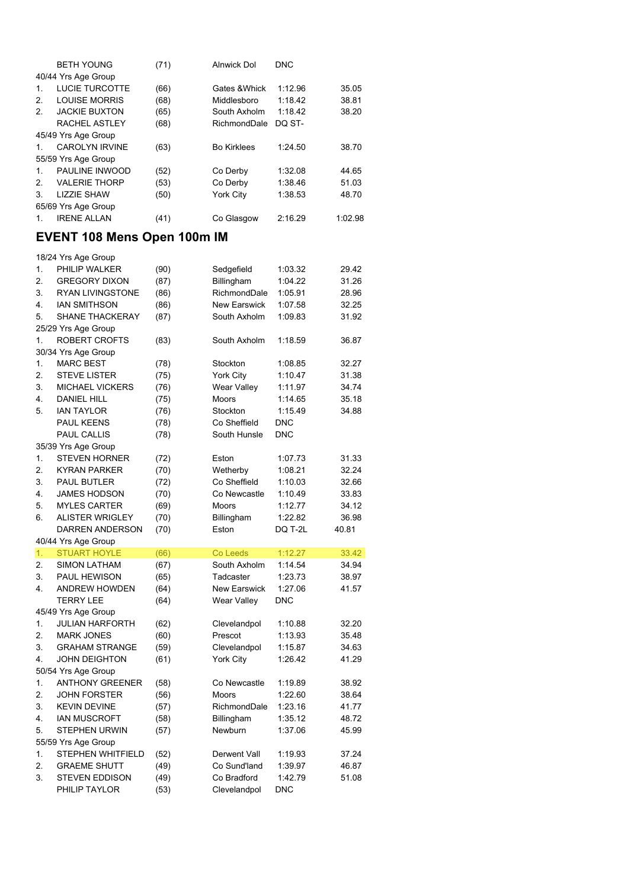| | | | | | |
|---|---|---|---|---|---|
| | BETH YOUNG | (71) | Alnwick Dol | DNC | |
| 40/44 Yrs Age Group | | | | | |
| 1. | LUCIE TURCOTTE | (66) | Gates &Whick | 1:12.96 | 35.05 |
| 2. | LOUISE MORRIS | (68) | Middlesboro | 1:18.42 | 38.81 |
| 2. | JACKIE BUXTON | (65) | South Axholm | 1:18.42 | 38.20 |
| | RACHEL ASTLEY | (68) | RichmondDale | DQ ST- | |
| 45/49 Yrs Age Group | | | | | |
| 1. | CAROLYN IRVINE | (63) | Bo Kirklees | 1:24.50 | 38.70 |
| 55/59 Yrs Age Group | | | | | |
| 1. | PAULINE INWOOD | (52) | Co Derby | 1:32.08 | 44.65 |
| 2. | VALERIE THORP | (53) | Co Derby | 1:38.46 | 51.03 |
| 3. | LIZZIE SHAW | (50) | York City | 1:38.53 | 48.70 |
| 65/69 Yrs Age Group | | | | | |
| 1. | IRENE ALLAN | (41) | Co Glasgow | 2:16.29 | 1:02.98 |

## EVENT 108 Mens Open 100m IM

| | | | | | |
|---|---|---|---|---|---|
| 18/24 Yrs Age Group | | | | | |
| 1. | PHILIP WALKER | (90) | Sedgefield | 1:03.32 | 29.42 |
| 2. | GREGORY DIXON | (87) | Billingham | 1:04.22 | 31.26 |
| 3. | RYAN LIVINGSTONE | (86) | RichmondDale | 1:05.91 | 28.96 |
| 4. | IAN SMITHSON | (86) | New Earswick | 1:07.58 | 32.25 |
| 5. | SHANE THACKERAY | (87) | South Axholm | 1:09.83 | 31.92 |
| 25/29 Yrs Age Group | | | | | |
| 1. | ROBERT CROFTS | (83) | South Axholm | 1:18.59 | 36.87 |
| 30/34 Yrs Age Group | | | | | |
| 1. | MARC BEST | (78) | Stockton | 1:08.85 | 32.27 |
| 2. | STEVE LISTER | (75) | York City | 1:10.47 | 31.38 |
| 3. | MICHAEL VICKERS | (76) | Wear Valley | 1:11.97 | 34.74 |
| 4. | DANIEL HILL | (75) | Moors | 1:14.65 | 35.18 |
| 5. | IAN TAYLOR | (76) | Stockton | 1:15.49 | 34.88 |
| | PAUL KEENS | (78) | Co Sheffield | DNC | |
| | PAUL CALLIS | (78) | South Hunsle | DNC | |
| 35/39 Yrs Age Group | | | | | |
| 1. | STEVEN HORNER | (72) | Eston | 1:07.73 | 31.33 |
| 2. | KYRAN PARKER | (70) | Wetherby | 1:08.21 | 32.24 |
| 3. | PAUL BUTLER | (72) | Co Sheffield | 1:10.03 | 32.66 |
| 4. | JAMES HODSON | (70) | Co Newcastle | 1:10.49 | 33.83 |
| 5. | MYLES CARTER | (69) | Moors | 1:12.77 | 34.12 |
| 6. | ALISTER WRIGLEY | (70) | Billingham | 1:22.82 | 36.98 |
| | DARREN ANDERSON | (70) | Eston | DQ T-2L | 40.81 |
| 40/44 Yrs Age Group | | | | | |
| 1. | STUART HOYLE | (66) | Co Leeds | 1:12.27 | 33.42 |
| 2. | SIMON LATHAM | (67) | South Axholm | 1:14.54 | 34.94 |
| 3. | PAUL HEWISON | (65) | Tadcaster | 1:23.73 | 38.97 |
| 4. | ANDREW HOWDEN | (64) | New Earswick | 1:27.06 | 41.57 |
| | TERRY LEE | (64) | Wear Valley | DNC | |
| 45/49 Yrs Age Group | | | | | |
| 1. | JULIAN HARFORTH | (62) | Clevelandpol | 1:10.88 | 32.20 |
| 2. | MARK JONES | (60) | Prescot | 1:13.93 | 35.48 |
| 3. | GRAHAM STRANGE | (59) | Clevelandpol | 1:15.87 | 34.63 |
| 4. | JOHN DEIGHTON | (61) | York City | 1:26.42 | 41.29 |
| 50/54 Yrs Age Group | | | | | |
| 1. | ANTHONY GREENER | (58) | Co Newcastle | 1:19.89 | 38.92 |
| 2. | JOHN FORSTER | (56) | Moors | 1:22.60 | 38.64 |
| 3. | KEVIN DEVINE | (57) | RichmondDale | 1:23.16 | 41.77 |
| 4. | IAN MUSCROFT | (58) | Billingham | 1:35.12 | 48.72 |
| 5. | STEPHEN URWIN | (57) | Newburn | 1:37.06 | 45.99 |
| 55/59 Yrs Age Group | | | | | |
| 1. | STEPHEN WHITFIELD | (52) | Derwent Vall | 1:19.93 | 37.24 |
| 2. | GRAEME SHUTT | (49) | Co Sund'land | 1:39.97 | 46.87 |
| 3. | STEVEN EDDISON | (49) | Co Bradford | 1:42.79 | 51.08 |
| | PHILIP TAYLOR | (53) | Clevelandpol | DNC | |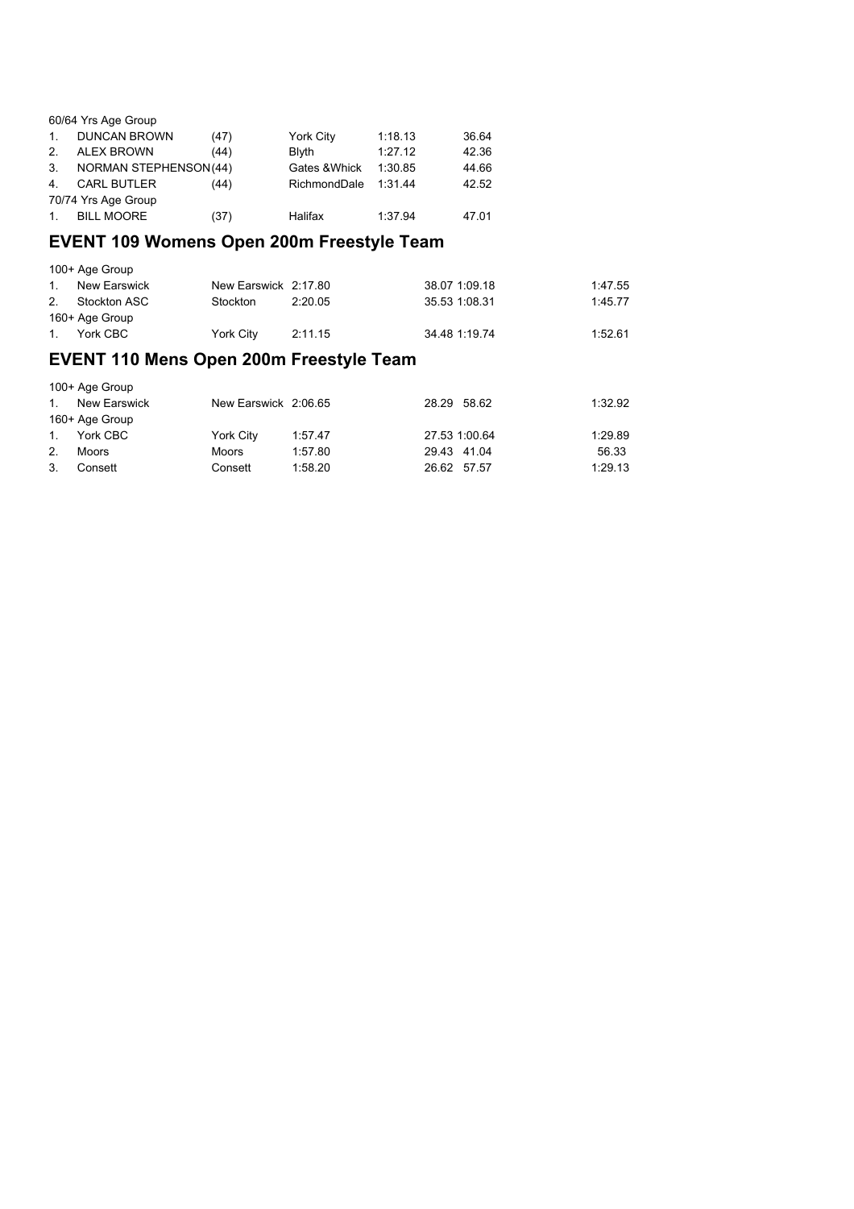60/64 Yrs Age Group

| | | | | | |
|---|---|---|---|---|---|
| 1. | DUNCAN BROWN | (47) | York City | 1:18.13 | 36.64 |
| 2. | ALEX BROWN | (44) | Blyth | 1:27.12 | 42.36 |
| 3. | NORMAN STEPHENSON | (44) | Gates &Whick | 1:30.85 | 44.66 |
| 4. | CARL BUTLER | (44) | RichmondDale | 1:31.44 | 42.52 |

70/74 Yrs Age Group

| | | | | | |
|---|---|---|---|---|---|
| 1. | BILL MOORE | (37) | Halifax | 1:37.94 | 47.01 |

## EVENT 109 Womens Open 200m Freestyle Team

100+ Age Group

| | | | | | | |
|---|---|---|---|---|---|---|
| 1. | New Earswick | New Earswick | 2:17.80 | 38.07 | 1:09.18 | 1:47.55 |
| 2. | Stockton ASC | Stockton | 2:20.05 | 35.53 | 1:08.31 | 1:45.77 |

160+ Age Group

| | | | | | | |
|---|---|---|---|---|---|---|
| 1. | York CBC | York City | 2:11.15 | 34.48 | 1:19.74 | 1:52.61 |

## EVENT 110 Mens Open 200m Freestyle Team

100+ Age Group

| | | | | | | |
|---|---|---|---|---|---|---|
| 1. | New Earswick | New Earswick | 2:06.65 | 28.29 | 58.62 | 1:32.92 |

160+ Age Group

| | | | | | | |
|---|---|---|---|---|---|---|
| 1. | York CBC | York City | 1:57.47 | 27.53 | 1:00.64 | 1:29.89 |
| 2. | Moors | Moors | 1:57.80 | 29.43 | 41.04 | 56.33 |
| 3. | Consett | Consett | 1:58.20 | 26.62 | 57.57 | 1:29.13 |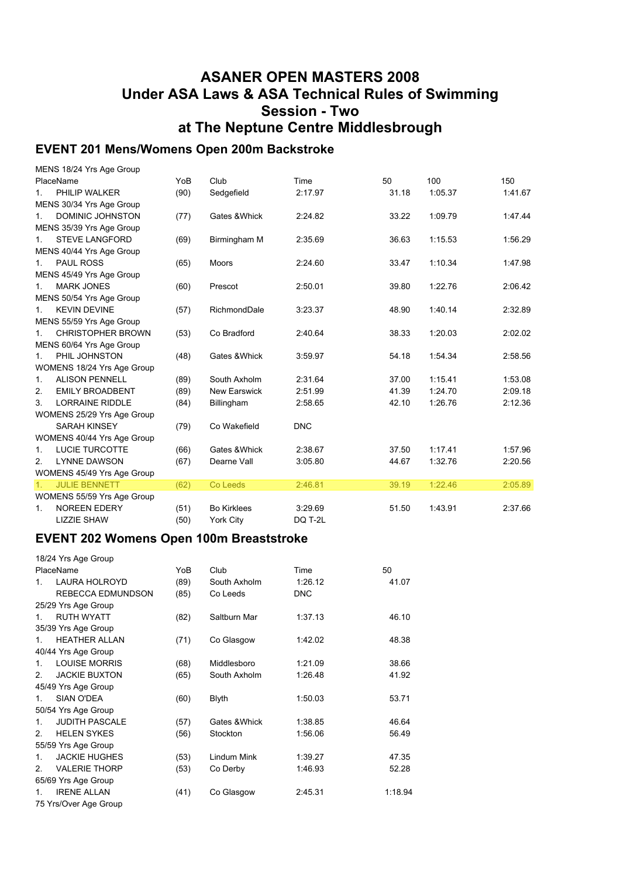# ASANER OPEN MASTERS 2008
## Under ASA Laws & ASA Technical Rules of Swimming
## Session - Two
## at The Neptune Centre Middlesbrough

### EVENT 201 Mens/Womens Open 200m Backstroke

| Place | Name | YoB | Club | Time | 50 | 100 | 150 |
|---|---|---|---|---|---|---|---|
| MENS 18/24 Yrs Age Group | | | | | | | |
| 1. | PHILIP WALKER | (90) | Sedgefield | 2:17.97 | 31.18 | 1:05.37 | 1:41.67 |
| MENS 30/34 Yrs Age Group | | | | | | | |
| 1. | DOMINIC JOHNSTON | (77) | Gates &Whick | 2:24.82 | 33.22 | 1:09.79 | 1:47.44 |
| MENS 35/39 Yrs Age Group | | | | | | | |
| 1. | STEVE LANGFORD | (69) | Birmingham M | 2:35.69 | 36.63 | 1:15.53 | 1:56.29 |
| MENS 40/44 Yrs Age Group | | | | | | | |
| 1. | PAUL ROSS | (65) | Moors | 2:24.60 | 33.47 | 1:10.34 | 1:47.98 |
| MENS 45/49 Yrs Age Group | | | | | | | |
| 1. | MARK JONES | (60) | Prescot | 2:50.01 | 39.80 | 1:22.76 | 2:06.42 |
| MENS 50/54 Yrs Age Group | | | | | | | |
| 1. | KEVIN DEVINE | (57) | RichmondDale | 3:23.37 | 48.90 | 1:40.14 | 2:32.89 |
| MENS 55/59 Yrs Age Group | | | | | | | |
| 1. | CHRISTOPHER BROWN | (53) | Co Bradford | 2:40.64 | 38.33 | 1:20.03 | 2:02.02 |
| MENS 60/64 Yrs Age Group | | | | | | | |
| 1. | PHIL JOHNSTON | (48) | Gates &Whick | 3:59.97 | 54.18 | 1:54.34 | 2:58.56 |
| WOMENS 18/24 Yrs Age Group | | | | | | | |
| 1. | ALISON PENNELL | (89) | South Axholm | 2:31.64 | 37.00 | 1:15.41 | 1:53.08 |
| 2. | EMILY BROADBENT | (89) | New Earswick | 2:51.99 | 41.39 | 1:24.70 | 2:09.18 |
| 3. | LORRAINE RIDDLE | (84) | Billingham | 2:58.65 | 42.10 | 1:26.76 | 2:12.36 |
| WOMENS 25/29 Yrs Age Group | | | | | | | |
| | SARAH KINSEY | (79) | Co Wakefield | DNC | | | |
| WOMENS 40/44 Yrs Age Group | | | | | | | |
| 1. | LUCIE TURCOTTE | (66) | Gates &Whick | 2:38.67 | 37.50 | 1:17.41 | 1:57.96 |
| 2. | LYNNE DAWSON | (67) | Dearne Vall | 3:05.80 | 44.67 | 1:32.76 | 2:20.56 |
| WOMENS 45/49 Yrs Age Group | | | | | | | |
| 1. | JULIE BENNETT | (62) | Co Leeds | 2:46.81 | 39.19 | 1:22.46 | 2:05.89 |
| WOMENS 55/59 Yrs Age Group | | | | | | | |
| 1. | NOREEN EDERY | (51) | Bo Kirklees | 3:29.69 | 51.50 | 1:43.91 | 2:37.66 |
| | LIZZIE SHAW | (50) | York City | DQ T-2L | | | |

### EVENT 202 Womens Open 100m Breaststroke

| Place | Name | YoB | Club | Time | 50 |
|---|---|---|---|---|---|
| 18/24 Yrs Age Group | | | | | |
| 1. | LAURA HOLROYD | (89) | South Axholm | 1:26.12 | 41.07 |
| | REBECCA EDMUNDSON | (85) | Co Leeds | DNC | |
| 25/29 Yrs Age Group | | | | | |
| 1. | RUTH WYATT | (82) | Saltburn Mar | 1:37.13 | 46.10 |
| 35/39 Yrs Age Group | | | | | |
| 1. | HEATHER ALLAN | (71) | Co Glasgow | 1:42.02 | 48.38 |
| 40/44 Yrs Age Group | | | | | |
| 1. | LOUISE MORRIS | (68) | Middlesboro | 1:21.09 | 38.66 |
| 2. | JACKIE BUXTON | (65) | South Axholm | 1:26.48 | 41.92 |
| 45/49 Yrs Age Group | | | | | |
| 1. | SIAN O'DEA | (60) | Blyth | 1:50.03 | 53.71 |
| 50/54 Yrs Age Group | | | | | |
| 1. | JUDITH PASCALE | (57) | Gates &Whick | 1:38.85 | 46.64 |
| 2. | HELEN SYKES | (56) | Stockton | 1:56.06 | 56.49 |
| 55/59 Yrs Age Group | | | | | |
| 1. | JACKIE HUGHES | (53) | Lindum Mink | 1:39.27 | 47.35 |
| 2. | VALERIE THORP | (53) | Co Derby | 1:46.93 | 52.28 |
| 65/69 Yrs Age Group | | | | | |
| 1. | IRENE ALLAN | (41) | Co Glasgow | 2:45.31 | 1:18.94 |
| 75 Yrs/Over Age Group | | | | | |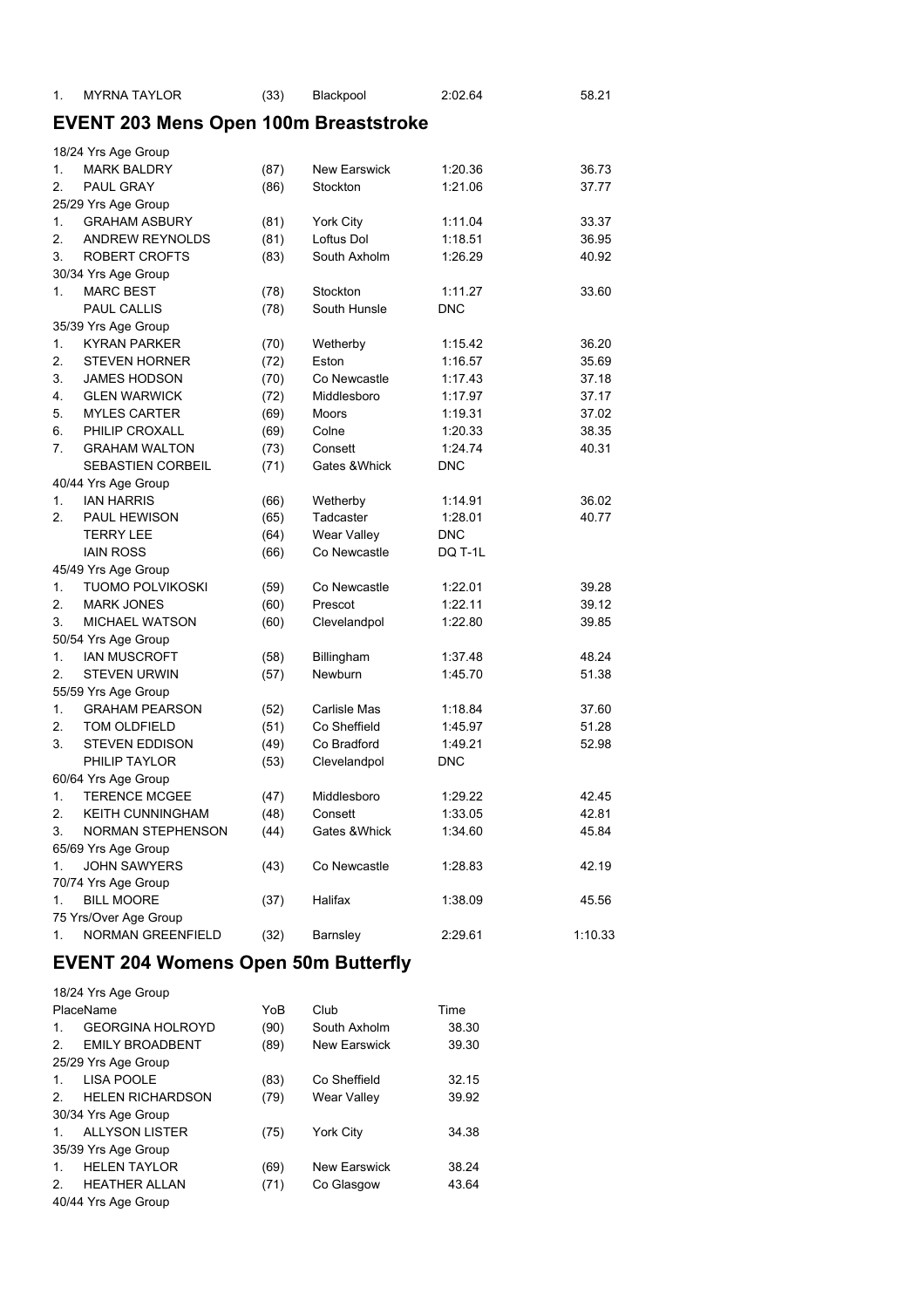| | | | | | |
|---|---|---|---|---|---|
| 1. | MYRNA TAYLOR | (33) | Blackpool | 2:02.64 | 58.21 |

## EVENT 203 Mens Open 100m Breaststroke

| Place | Name | YoB | Club | Time | Split |
|---|---|---|---|---|---|
| 18/24 Yrs Age Group | | | | | |
| 1. | MARK BALDRY | (87) | New Earswick | 1:20.36 | 36.73 |
| 2. | PAUL GRAY | (86) | Stockton | 1:21.06 | 37.77 |
| 25/29 Yrs Age Group | | | | | |
| 1. | GRAHAM ASBURY | (81) | York City | 1:11.04 | 33.37 |
| 2. | ANDREW REYNOLDS | (81) | Loftus Dol | 1:18.51 | 36.95 |
| 3. | ROBERT CROFTS | (83) | South Axholm | 1:26.29 | 40.92 |
| 30/34 Yrs Age Group | | | | | |
| 1. | MARC BEST | (78) | Stockton | 1:11.27 | 33.60 |
| | PAUL CALLIS | (78) | South Hunsle | DNC | |
| 35/39 Yrs Age Group | | | | | |
| 1. | KYRAN PARKER | (70) | Wetherby | 1:15.42 | 36.20 |
| 2. | STEVEN HORNER | (72) | Eston | 1:16.57 | 35.69 |
| 3. | JAMES HODSON | (70) | Co Newcastle | 1:17.43 | 37.18 |
| 4. | GLEN WARWICK | (72) | Middlesboro | 1:17.97 | 37.17 |
| 5. | MYLES CARTER | (69) | Moors | 1:19.31 | 37.02 |
| 6. | PHILIP CROXALL | (69) | Colne | 1:20.33 | 38.35 |
| 7. | GRAHAM WALTON | (73) | Consett | 1:24.74 | 40.31 |
| | SEBASTIEN CORBEIL | (71) | Gates &Whick | DNC | |
| 40/44 Yrs Age Group | | | | | |
| 1. | IAN HARRIS | (66) | Wetherby | 1:14.91 | 36.02 |
| 2. | PAUL HEWISON | (65) | Tadcaster | 1:28.01 | 40.77 |
| | TERRY LEE | (64) | Wear Valley | DNC | |
| | IAIN ROSS | (66) | Co Newcastle | DQ T-1L | |
| 45/49 Yrs Age Group | | | | | |
| 1. | TUOMO POLVIKOSKI | (59) | Co Newcastle | 1:22.01 | 39.28 |
| 2. | MARK JONES | (60) | Prescot | 1:22.11 | 39.12 |
| 3. | MICHAEL WATSON | (60) | Clevelandpol | 1:22.80 | 39.85 |
| 50/54 Yrs Age Group | | | | | |
| 1. | IAN MUSCROFT | (58) | Billingham | 1:37.48 | 48.24 |
| 2. | STEVEN URWIN | (57) | Newburn | 1:45.70 | 51.38 |
| 55/59 Yrs Age Group | | | | | |
| 1. | GRAHAM PEARSON | (52) | Carlisle Mas | 1:18.84 | 37.60 |
| 2. | TOM OLDFIELD | (51) | Co Sheffield | 1:45.97 | 51.28 |
| 3. | STEVEN EDDISON | (49) | Co Bradford | 1:49.21 | 52.98 |
| | PHILIP TAYLOR | (53) | Clevelandpol | DNC | |
| 60/64 Yrs Age Group | | | | | |
| 1. | TERENCE MCGEE | (47) | Middlesboro | 1:29.22 | 42.45 |
| 2. | KEITH CUNNINGHAM | (48) | Consett | 1:33.05 | 42.81 |
| 3. | NORMAN STEPHENSON | (44) | Gates &Whick | 1:34.60 | 45.84 |
| 65/69 Yrs Age Group | | | | | |
| 1. | JOHN SAWYERS | (43) | Co Newcastle | 1:28.83 | 42.19 |
| 70/74 Yrs Age Group | | | | | |
| 1. | BILL MOORE | (37) | Halifax | 1:38.09 | 45.56 |
| 75 Yrs/Over Age Group | | | | | |
| 1. | NORMAN GREENFIELD | (32) | Barnsley | 2:29.61 | 1:10.33 |

## EVENT 204 Womens Open 50m Butterfly

18/24 Yrs Age Group

| Place | Name | YoB | Club | Time |
|---|---|---|---|---|
| 1. | GEORGINA HOLROYD | (90) | South Axholm | 38.30 |
| 2. | EMILY BROADBENT | (89) | New Earswick | 39.30 |
| 25/29 Yrs Age Group | | | | |
| 1. | LISA POOLE | (83) | Co Sheffield | 32.15 |
| 2. | HELEN RICHARDSON | (79) | Wear Valley | 39.92 |
| 30/34 Yrs Age Group | | | | |
| 1. | ALLYSON LISTER | (75) | York City | 34.38 |
| 35/39 Yrs Age Group | | | | |
| 1. | HELEN TAYLOR | (69) | New Earswick | 38.24 |
| 2. | HEATHER ALLAN | (71) | Co Glasgow | 43.64 |
| 40/44 Yrs Age Group | | | | |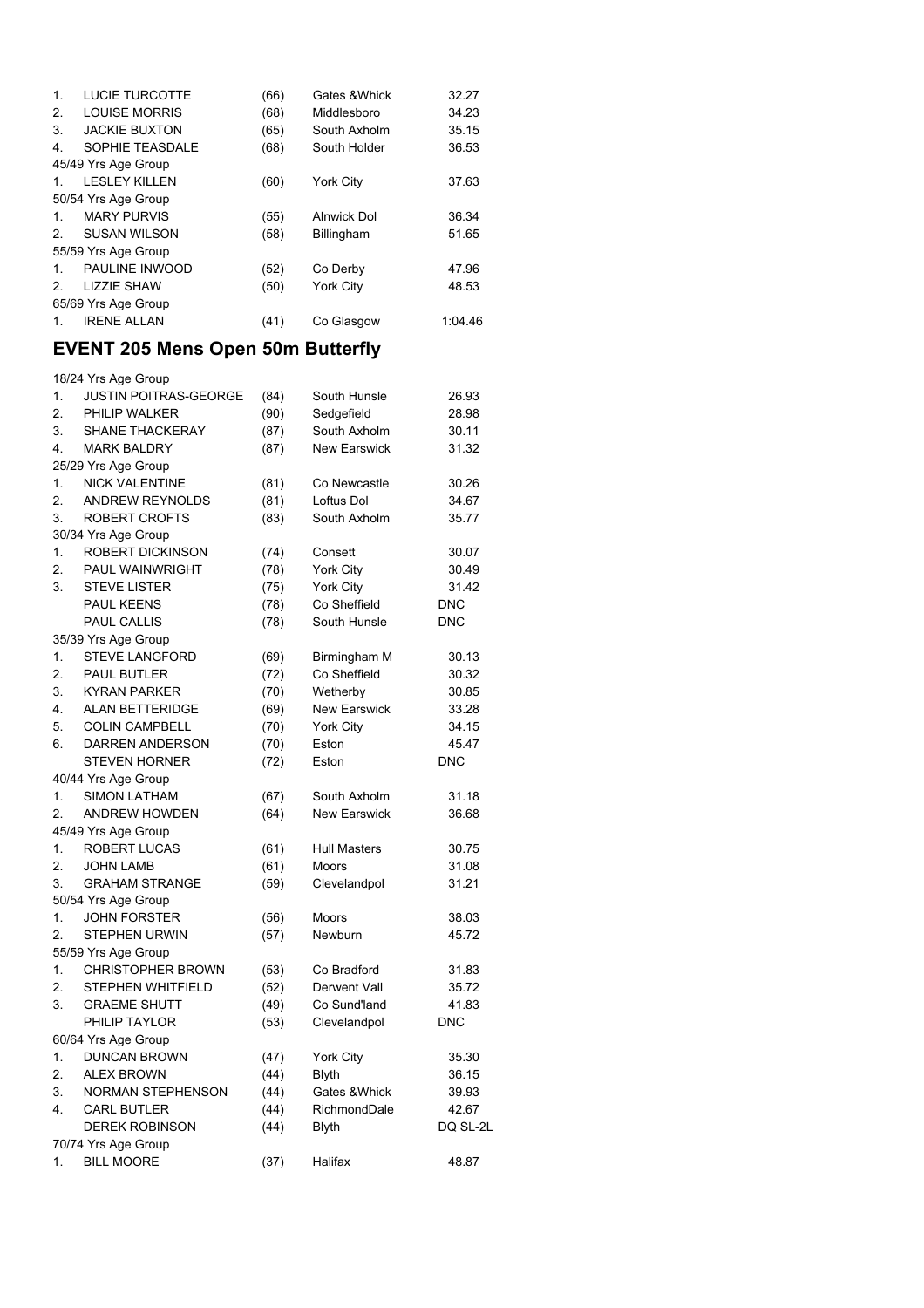| | | | | |
|---|---|---|---|---|
| 1. | LUCIE TURCOTTE | (66) | Gates &Whick | 32.27 |
| 2. | LOUISE MORRIS | (68) | Middlesboro | 34.23 |
| 3. | JACKIE BUXTON | (65) | South Axholm | 35.15 |
| 4. | SOPHIE TEASDALE | (68) | South Holder | 36.53 |
| 45/49 Yrs Age Group | | | | |
| 1. | LESLEY KILLEN | (60) | York City | 37.63 |
| 50/54 Yrs Age Group | | | | |
| 1. | MARY PURVIS | (55) | Alnwick Dol | 36.34 |
| 2. | SUSAN WILSON | (58) | Billingham | 51.65 |
| 55/59 Yrs Age Group | | | | |
| 1. | PAULINE INWOOD | (52) | Co Derby | 47.96 |
| 2. | LIZZIE SHAW | (50) | York City | 48.53 |
| 65/69 Yrs Age Group | | | | |
| 1. | IRENE ALLAN | (41) | Co Glasgow | 1:04.46 |

## EVENT 205 Mens Open 50m Butterfly

| | | | | |
|---|---|---|---|---|
| 18/24 Yrs Age Group | | | | |
| 1. | JUSTIN POITRAS-GEORGE | (84) | South Hunsle | 26.93 |
| 2. | PHILIP WALKER | (90) | Sedgefield | 28.98 |
| 3. | SHANE THACKERAY | (87) | South Axholm | 30.11 |
| 4. | MARK BALDRY | (87) | New Earswick | 31.32 |
| 25/29 Yrs Age Group | | | | |
| 1. | NICK VALENTINE | (81) | Co Newcastle | 30.26 |
| 2. | ANDREW REYNOLDS | (81) | Loftus Dol | 34.67 |
| 3. | ROBERT CROFTS | (83) | South Axholm | 35.77 |
| 30/34 Yrs Age Group | | | | |
| 1. | ROBERT DICKINSON | (74) | Consett | 30.07 |
| 2. | PAUL WAINWRIGHT | (78) | York City | 30.49 |
| 3. | STEVE LISTER | (75) | York City | 31.42 |
| | PAUL KEENS | (78) | Co Sheffield | DNC |
| | PAUL CALLIS | (78) | South Hunsle | DNC |
| 35/39 Yrs Age Group | | | | |
| 1. | STEVE LANGFORD | (69) | Birmingham M | 30.13 |
| 2. | PAUL BUTLER | (72) | Co Sheffield | 30.32 |
| 3. | KYRAN PARKER | (70) | Wetherby | 30.85 |
| 4. | ALAN BETTERIDGE | (69) | New Earswick | 33.28 |
| 5. | COLIN CAMPBELL | (70) | York City | 34.15 |
| 6. | DARREN ANDERSON | (70) | Eston | 45.47 |
| | STEVEN HORNER | (72) | Eston | DNC |
| 40/44 Yrs Age Group | | | | |
| 1. | SIMON LATHAM | (67) | South Axholm | 31.18 |
| 2. | ANDREW HOWDEN | (64) | New Earswick | 36.68 |
| 45/49 Yrs Age Group | | | | |
| 1. | ROBERT LUCAS | (61) | Hull Masters | 30.75 |
| 2. | JOHN LAMB | (61) | Moors | 31.08 |
| 3. | GRAHAM STRANGE | (59) | Clevelandpol | 31.21 |
| 50/54 Yrs Age Group | | | | |
| 1. | JOHN FORSTER | (56) | Moors | 38.03 |
| 2. | STEPHEN URWIN | (57) | Newburn | 45.72 |
| 55/59 Yrs Age Group | | | | |
| 1. | CHRISTOPHER BROWN | (53) | Co Bradford | 31.83 |
| 2. | STEPHEN WHITFIELD | (52) | Derwent Vall | 35.72 |
| 3. | GRAEME SHUTT | (49) | Co Sund'land | 41.83 |
| | PHILIP TAYLOR | (53) | Clevelandpol | DNC |
| 60/64 Yrs Age Group | | | | |
| 1. | DUNCAN BROWN | (47) | York City | 35.30 |
| 2. | ALEX BROWN | (44) | Blyth | 36.15 |
| 3. | NORMAN STEPHENSON | (44) | Gates &Whick | 39.93 |
| 4. | CARL BUTLER | (44) | RichmondDale | 42.67 |
| | DEREK ROBINSON | (44) | Blyth | DQ SL-2L |
| 70/74 Yrs Age Group | | | | |
| 1. | BILL MOORE | (37) | Halifax | 48.87 |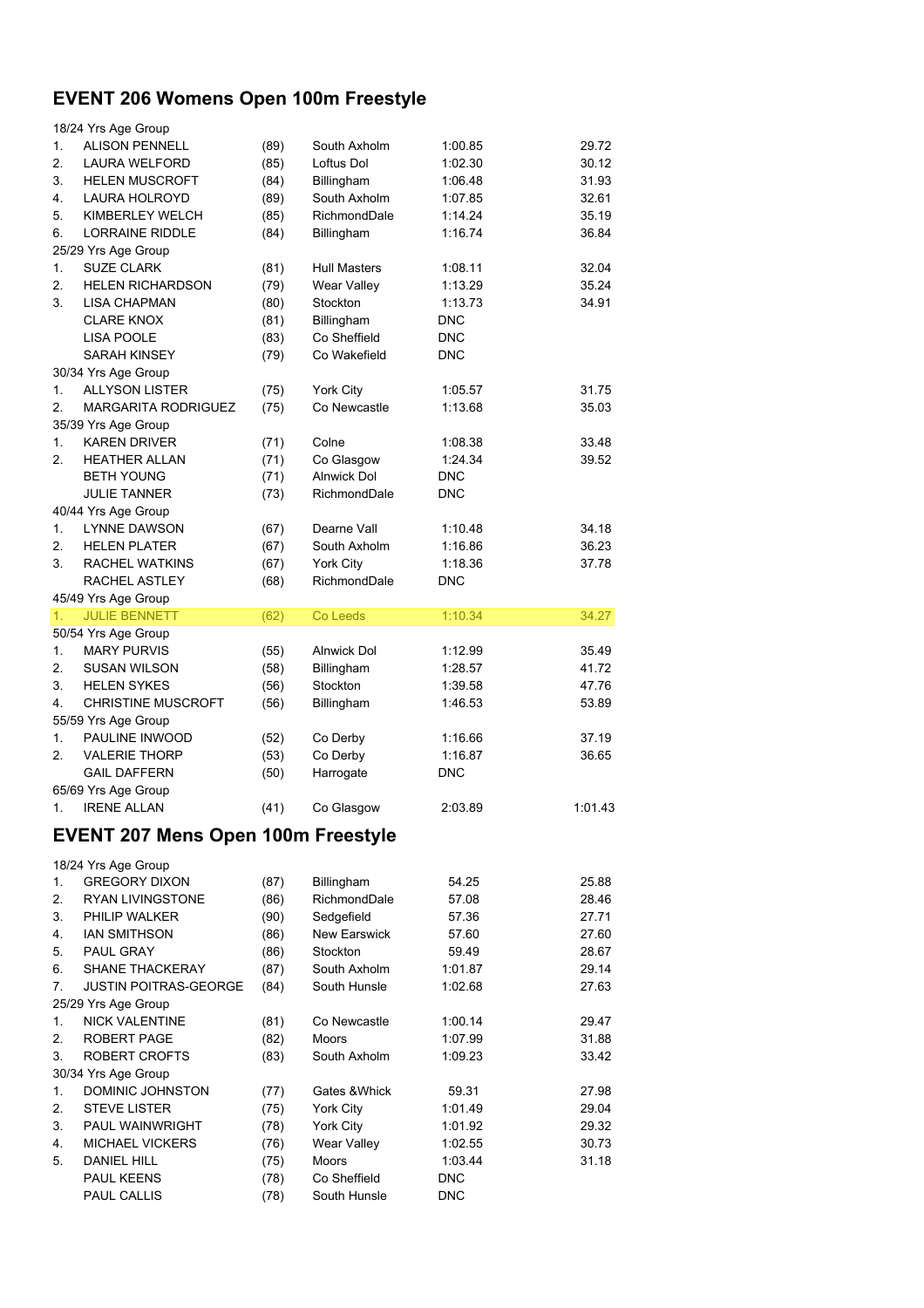## EVENT 206 Womens Open 100m Freestyle

| | | | | | |
|---|---|---|---|---|---|
| 18/24 Yrs Age Group | | | | | |
| 1. | ALISON PENNELL | (89) | South Axholm | 1:00.85 | 29.72 |
| 2. | LAURA WELFORD | (85) | Loftus Dol | 1:02.30 | 30.12 |
| 3. | HELEN MUSCROFT | (84) | Billingham | 1:06.48 | 31.93 |
| 4. | LAURA HOLROYD | (89) | South Axholm | 1:07.85 | 32.61 |
| 5. | KIMBERLEY WELCH | (85) | RichmondDale | 1:14.24 | 35.19 |
| 6. | LORRAINE RIDDLE | (84) | Billingham | 1:16.74 | 36.84 |
| 25/29 Yrs Age Group | | | | | |
| 1. | SUZE CLARK | (81) | Hull Masters | 1:08.11 | 32.04 |
| 2. | HELEN RICHARDSON | (79) | Wear Valley | 1:13.29 | 35.24 |
| 3. | LISA CHAPMAN | (80) | Stockton | 1:13.73 | 34.91 |
| | CLARE KNOX | (81) | Billingham | DNC | |
| | LISA POOLE | (83) | Co Sheffield | DNC | |
| | SARAH KINSEY | (79) | Co Wakefield | DNC | |
| 30/34 Yrs Age Group | | | | | |
| 1. | ALLYSON LISTER | (75) | York City | 1:05.57 | 31.75 |
| 2. | MARGARITA RODRIGUEZ | (75) | Co Newcastle | 1:13.68 | 35.03 |
| 35/39 Yrs Age Group | | | | | |
| 1. | KAREN DRIVER | (71) | Colne | 1:08.38 | 33.48 |
| 2. | HEATHER ALLAN | (71) | Co Glasgow | 1:24.34 | 39.52 |
| | BETH YOUNG | (71) | Alnwick Dol | DNC | |
| | JULIE TANNER | (73) | RichmondDale | DNC | |
| 40/44 Yrs Age Group | | | | | |
| 1. | LYNNE DAWSON | (67) | Dearne Vall | 1:10.48 | 34.18 |
| 2. | HELEN PLATER | (67) | South Axholm | 1:16.86 | 36.23 |
| 3. | RACHEL WATKINS | (67) | York City | 1:18.36 | 37.78 |
| | RACHEL ASTLEY | (68) | RichmondDale | DNC | |
| 45/49 Yrs Age Group | | | | | |
| 1. | JULIE BENNETT | (62) | Co Leeds | 1:10.34 | 34.27 |
| 50/54 Yrs Age Group | | | | | |
| 1. | MARY PURVIS | (55) | Alnwick Dol | 1:12.99 | 35.49 |
| 2. | SUSAN WILSON | (58) | Billingham | 1:28.57 | 41.72 |
| 3. | HELEN SYKES | (56) | Stockton | 1:39.58 | 47.76 |
| 4. | CHRISTINE MUSCROFT | (56) | Billingham | 1:46.53 | 53.89 |
| 55/59 Yrs Age Group | | | | | |
| 1. | PAULINE INWOOD | (52) | Co Derby | 1:16.66 | 37.19 |
| 2. | VALERIE THORP | (53) | Co Derby | 1:16.87 | 36.65 |
| | GAIL DAFFERN | (50) | Harrogate | DNC | |
| 65/69 Yrs Age Group | | | | | |
| 1. | IRENE ALLAN | (41) | Co Glasgow | 2:03.89 | 1:01.43 |

## EVENT 207 Mens Open 100m Freestyle

| | | | | | |
|---|---|---|---|---|---|
| 18/24 Yrs Age Group | | | | | |
| 1. | GREGORY DIXON | (87) | Billingham | 54.25 | 25.88 |
| 2. | RYAN LIVINGSTONE | (86) | RichmondDale | 57.08 | 28.46 |
| 3. | PHILIP WALKER | (90) | Sedgefield | 57.36 | 27.71 |
| 4. | IAN SMITHSON | (86) | New Earswick | 57.60 | 27.60 |
| 5. | PAUL GRAY | (86) | Stockton | 59.49 | 28.67 |
| 6. | SHANE THACKERAY | (87) | South Axholm | 1:01.87 | 29.14 |
| 7. | JUSTIN POITRAS-GEORGE | (84) | South Hunsle | 1:02.68 | 27.63 |
| 25/29 Yrs Age Group | | | | | |
| 1. | NICK VALENTINE | (81) | Co Newcastle | 1:00.14 | 29.47 |
| 2. | ROBERT PAGE | (82) | Moors | 1:07.99 | 31.88 |
| 3. | ROBERT CROFTS | (83) | South Axholm | 1:09.23 | 33.42 |
| 30/34 Yrs Age Group | | | | | |
| 1. | DOMINIC JOHNSTON | (77) | Gates &Whick | 59.31 | 27.98 |
| 2. | STEVE LISTER | (75) | York City | 1:01.49 | 29.04 |
| 3. | PAUL WAINWRIGHT | (78) | York City | 1:01.92 | 29.32 |
| 4. | MICHAEL VICKERS | (76) | Wear Valley | 1:02.55 | 30.73 |
| 5. | DANIEL HILL | (75) | Moors | 1:03.44 | 31.18 |
| | PAUL KEENS | (78) | Co Sheffield | DNC | |
| | PAUL CALLIS | (78) | South Hunsle | DNC | |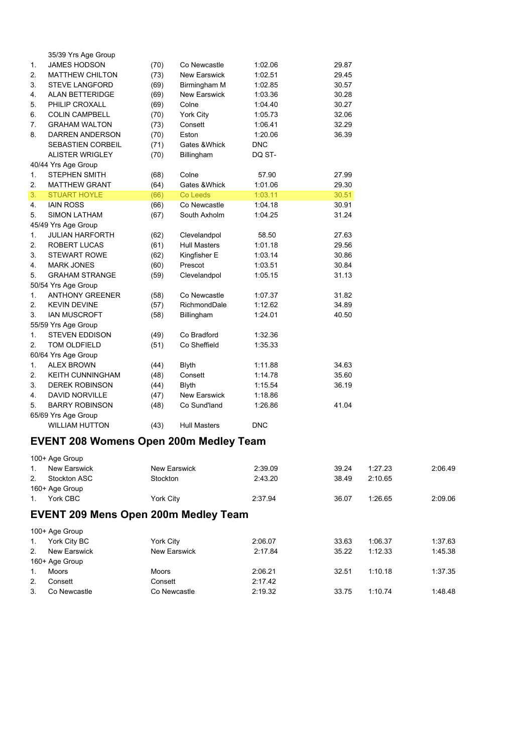| | | | | | |
|---|---|---|---|---|---|
| | 35/39 Yrs Age Group | | | | |
| 1. | JAMES HODSON | (70) | Co Newcastle | 1:02.06 | 29.87 |
| 2. | MATTHEW CHILTON | (73) | New Earswick | 1:02.51 | 29.45 |
| 3. | STEVE LANGFORD | (69) | Birmingham M | 1:02.85 | 30.57 |
| 4. | ALAN BETTERIDGE | (69) | New Earswick | 1:03.36 | 30.28 |
| 5. | PHILIP CROXALL | (69) | Colne | 1:04.40 | 30.27 |
| 6. | COLIN CAMPBELL | (70) | York City | 1:05.73 | 32.06 |
| 7. | GRAHAM WALTON | (73) | Consett | 1:06.41 | 32.29 |
| 8. | DARREN ANDERSON | (70) | Eston | 1:20.06 | 36.39 |
| | SEBASTIEN CORBEIL | (71) | Gates &Whick | DNC | |
| | ALISTER WRIGLEY | (70) | Billingham | DQ ST- | |
| | 40/44 Yrs Age Group | | | | |
| 1. | STEPHEN SMITH | (68) | Colne | 57.90 | 27.99 |
| 2. | MATTHEW GRANT | (64) | Gates &Whick | 1:01.06 | 29.30 |
| 3. | STUART HOYLE | (66) | Co Leeds | 1:03.11 | 30.51 |
| 4. | IAIN ROSS | (66) | Co Newcastle | 1:04.18 | 30.91 |
| 5. | SIMON LATHAM | (67) | South Axholm | 1:04.25 | 31.24 |
| | 45/49 Yrs Age Group | | | | |
| 1. | JULIAN HARFORTH | (62) | Clevelandpol | 58.50 | 27.63 |
| 2. | ROBERT LUCAS | (61) | Hull Masters | 1:01.18 | 29.56 |
| 3. | STEWART ROWE | (62) | Kingfisher E | 1:03.14 | 30.86 |
| 4. | MARK JONES | (60) | Prescot | 1:03.51 | 30.84 |
| 5. | GRAHAM STRANGE | (59) | Clevelandpol | 1:05.15 | 31.13 |
| | 50/54 Yrs Age Group | | | | |
| 1. | ANTHONY GREENER | (58) | Co Newcastle | 1:07.37 | 31.82 |
| 2. | KEVIN DEVINE | (57) | RichmondDale | 1:12.62 | 34.89 |
| 3. | IAN MUSCROFT | (58) | Billingham | 1:24.01 | 40.50 |
| | 55/59 Yrs Age Group | | | | |
| 1. | STEVEN EDDISON | (49) | Co Bradford | 1:32.36 | |
| 2. | TOM OLDFIELD | (51) | Co Sheffield | 1:35.33 | |
| | 60/64 Yrs Age Group | | | | |
| 1. | ALEX BROWN | (44) | Blyth | 1:11.88 | 34.63 |
| 2. | KEITH CUNNINGHAM | (48) | Consett | 1:14.78 | 35.60 |
| 3. | DEREK ROBINSON | (44) | Blyth | 1:15.54 | 36.19 |
| 4. | DAVID NORVILLE | (47) | New Earswick | 1:18.86 | |
| 5. | BARRY ROBINSON | (48) | Co Sund'land | 1:26.86 | 41.04 |
| | 65/69 Yrs Age Group | | | | |
| | WILLIAM HUTTON | (43) | Hull Masters | DNC | |

## EVENT 208 Womens Open 200m Medley Team

| | | | | | | |
|---|---|---|---|---|---|---|
| | 100+ Age Group | | | | | |
| 1. | New Earswick | New Earswick | 2:39.09 | 39.24 | 1:27.23 | 2:06.49 |
| 2. | Stockton ASC | Stockton | 2:43.20 | 38.49 | 2:10.65 | |
| | 160+ Age Group | | | | | |
| 1. | York CBC | York City | 2:37.94 | 36.07 | 1:26.65 | 2:09.06 |

## EVENT 209 Mens Open 200m Medley Team

| | | | | | | |
|---|---|---|---|---|---|---|
| | 100+ Age Group | | | | | |
| 1. | York City BC | York City | 2:06.07 | 33.63 | 1:06.37 | 1:37.63 |
| 2. | New Earswick | New Earswick | 2:17.84 | 35.22 | 1:12.33 | 1:45.38 |
| | 160+ Age Group | | | | | |
| 1. | Moors | Moors | 2:06.21 | 32.51 | 1:10.18 | 1:37.35 |
| 2. | Consett | Consett | 2:17.42 | | | |
| 3. | Co Newcastle | Co Newcastle | 2:19.32 | 33.75 | 1:10.74 | 1:48.48 |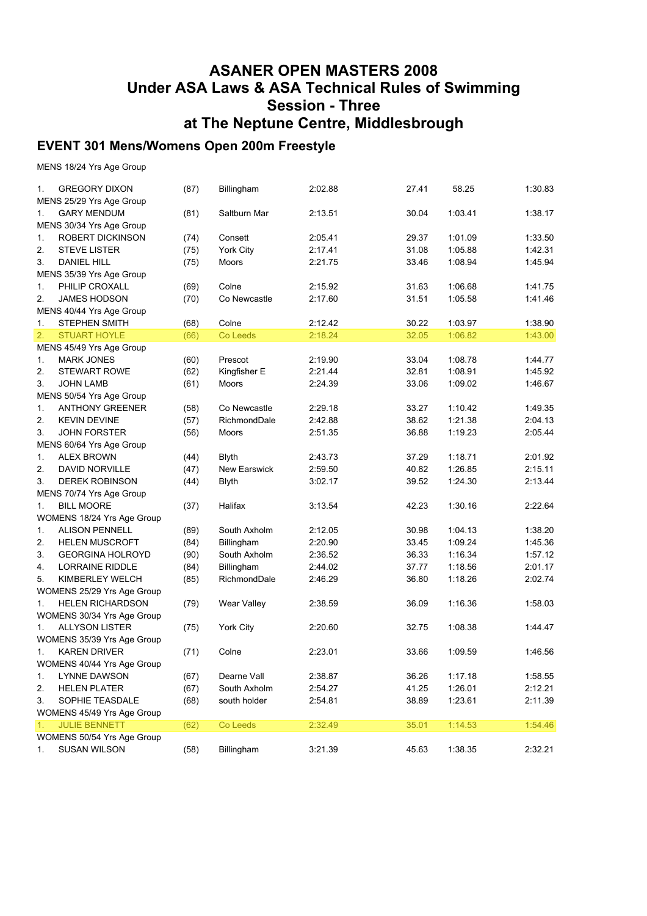# ASANER OPEN MASTERS 2008
# Under ASA Laws & ASA Technical Rules of Swimming
# Session - Three
# at The Neptune Centre, Middlesbrough

## EVENT 301 Mens/Womens Open 200m Freestyle

MENS 18/24 Yrs Age Group

| | | | | | | | |
|---|---|---|---|---|---|---|---|
| 1. | GREGORY DIXON | (87) | Billingham | 2:02.88 | 27.41 | 58.25 | 1:30.83 |
| MENS 25/29 Yrs Age Group | | | | | | | |
| 1. | GARY MENDUM | (81) | Saltburn Mar | 2:13.51 | 30.04 | 1:03.41 | 1:38.17 |
| MENS 30/34 Yrs Age Group | | | | | | | |
| 1. | ROBERT DICKINSON | (74) | Consett | 2:05.41 | 29.37 | 1:01.09 | 1:33.50 |
| 2. | STEVE LISTER | (75) | York City | 2:17.41 | 31.08 | 1:05.88 | 1:42.31 |
| 3. | DANIEL HILL | (75) | Moors | 2:21.75 | 33.46 | 1:08.94 | 1:45.94 |
| MENS 35/39 Yrs Age Group | | | | | | | |
| 1. | PHILIP CROXALL | (69) | Colne | 2:15.92 | 31.63 | 1:06.68 | 1:41.75 |
| 2. | JAMES HODSON | (70) | Co Newcastle | 2:17.60 | 31.51 | 1:05.58 | 1:41.46 |
| MENS 40/44 Yrs Age Group | | | | | | | |
| 1. | STEPHEN SMITH | (68) | Colne | 2:12.42 | 30.22 | 1:03.97 | 1:38.90 |
| 2. | STUART HOYLE | (66) | Co Leeds | 2:18.24 | 32.05 | 1:06.82 | 1:43.00 |
| MENS 45/49 Yrs Age Group | | | | | | | |
| 1. | MARK JONES | (60) | Prescot | 2:19.90 | 33.04 | 1:08.78 | 1:44.77 |
| 2. | STEWART ROWE | (62) | Kingfisher E | 2:21.44 | 32.81 | 1:08.91 | 1:45.92 |
| 3. | JOHN LAMB | (61) | Moors | 2:24.39 | 33.06 | 1:09.02 | 1:46.67 |
| MENS 50/54 Yrs Age Group | | | | | | | |
| 1. | ANTHONY GREENER | (58) | Co Newcastle | 2:29.18 | 33.27 | 1:10.42 | 1:49.35 |
| 2. | KEVIN DEVINE | (57) | RichmondDale | 2:42.88 | 38.62 | 1:21.38 | 2:04.13 |
| 3. | JOHN FORSTER | (56) | Moors | 2:51.35 | 36.88 | 1:19.23 | 2:05.44 |
| MENS 60/64 Yrs Age Group | | | | | | | |
| 1. | ALEX BROWN | (44) | Blyth | 2:43.73 | 37.29 | 1:18.71 | 2:01.92 |
| 2. | DAVID NORVILLE | (47) | New Earswick | 2:59.50 | 40.82 | 1:26.85 | 2:15.11 |
| 3. | DEREK ROBINSON | (44) | Blyth | 3:02.17 | 39.52 | 1:24.30 | 2:13.44 |
| MENS 70/74 Yrs Age Group | | | | | | | |
| 1. | BILL MOORE | (37) | Halifax | 3:13.54 | 42.23 | 1:30.16 | 2:22.64 |
| WOMENS 18/24 Yrs Age Group | | | | | | | |
| 1. | ALISON PENNELL | (89) | South Axholm | 2:12.05 | 30.98 | 1:04.13 | 1:38.20 |
| 2. | HELEN MUSCROFT | (84) | Billingham | 2:20.90 | 33.45 | 1:09.24 | 1:45.36 |
| 3. | GEORGINA HOLROYD | (90) | South Axholm | 2:36.52 | 36.33 | 1:16.34 | 1:57.12 |
| 4. | LORRAINE RIDDLE | (84) | Billingham | 2:44.02 | 37.77 | 1:18.56 | 2:01.17 |
| 5. | KIMBERLEY WELCH | (85) | RichmondDale | 2:46.29 | 36.80 | 1:18.26 | 2:02.74 |
| WOMENS 25/29 Yrs Age Group | | | | | | | |
| 1. | HELEN RICHARDSON | (79) | Wear Valley | 2:38.59 | 36.09 | 1:16.36 | 1:58.03 |
| WOMENS 30/34 Yrs Age Group | | | | | | | |
| 1. | ALLYSON LISTER | (75) | York City | 2:20.60 | 32.75 | 1:08.38 | 1:44.47 |
| WOMENS 35/39 Yrs Age Group | | | | | | | |
| 1. | KAREN DRIVER | (71) | Colne | 2:23.01 | 33.66 | 1:09.59 | 1:46.56 |
| WOMENS 40/44 Yrs Age Group | | | | | | | |
| 1. | LYNNE DAWSON | (67) | Dearne Vall | 2:38.87 | 36.26 | 1:17.18 | 1:58.55 |
| 2. | HELEN PLATER | (67) | South Axholm | 2:54.27 | 41.25 | 1:26.01 | 2:12.21 |
| 3. | SOPHIE TEASDALE | (68) | south holder | 2:54.81 | 38.89 | 1:23.61 | 2:11.39 |
| WOMENS 45/49 Yrs Age Group | | | | | | | |
| 1. | JULIE BENNETT | (62) | Co Leeds | 2:32.49 | 35.01 | 1:14.53 | 1:54.46 |
| WOMENS 50/54 Yrs Age Group | | | | | | | |
| 1. | SUSAN WILSON | (58) | Billingham | 3:21.39 | 45.63 | 1:38.35 | 2:32.21 |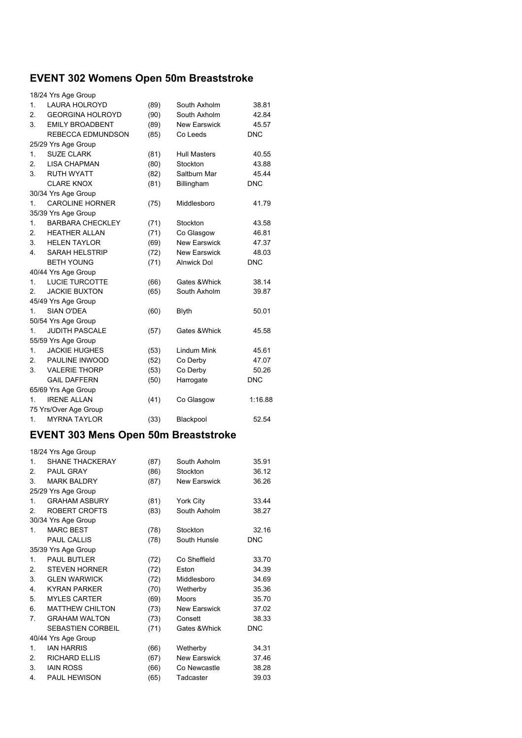## EVENT 302 Womens Open 50m Breaststroke

| | | | | |
|---|---|---|---|---|
| 18/24 Yrs Age Group | | | | |
| 1. | LAURA HOLROYD | (89) | South Axholm | 38.81 |
| 2. | GEORGINA HOLROYD | (90) | South Axholm | 42.84 |
| 3. | EMILY BROADBENT | (89) | New Earswick | 45.57 |
| | REBECCA EDMUNDSON | (85) | Co Leeds | DNC |
| 25/29 Yrs Age Group | | | | |
| 1. | SUZE CLARK | (81) | Hull Masters | 40.55 |
| 2. | LISA CHAPMAN | (80) | Stockton | 43.88 |
| 3. | RUTH WYATT | (82) | Saltburn Mar | 45.44 |
| | CLARE KNOX | (81) | Billingham | DNC |
| 30/34 Yrs Age Group | | | | |
| 1. | CAROLINE HORNER | (75) | Middlesboro | 41.79 |
| 35/39 Yrs Age Group | | | | |
| 1. | BARBARA CHECKLEY | (71) | Stockton | 43.58 |
| 2. | HEATHER ALLAN | (71) | Co Glasgow | 46.81 |
| 3. | HELEN TAYLOR | (69) | New Earswick | 47.37 |
| 4. | SARAH HELSTRIP | (72) | New Earswick | 48.03 |
| | BETH YOUNG | (71) | Alnwick Dol | DNC |
| 40/44 Yrs Age Group | | | | |
| 1. | LUCIE TURCOTTE | (66) | Gates &Whick | 38.14 |
| 2. | JACKIE BUXTON | (65) | South Axholm | 39.87 |
| 45/49 Yrs Age Group | | | | |
| 1. | SIAN O'DEA | (60) | Blyth | 50.01 |
| 50/54 Yrs Age Group | | | | |
| 1. | JUDITH PASCALE | (57) | Gates &Whick | 45.58 |
| 55/59 Yrs Age Group | | | | |
| 1. | JACKIE HUGHES | (53) | Lindum Mink | 45.61 |
| 2. | PAULINE INWOOD | (52) | Co Derby | 47.07 |
| 3. | VALERIE THORP | (53) | Co Derby | 50.26 |
| | GAIL DAFFERN | (50) | Harrogate | DNC |
| 65/69 Yrs Age Group | | | | |
| 1. | IRENE ALLAN | (41) | Co Glasgow | 1:16.88 |
| 75 Yrs/Over Age Group | | | | |
| 1. | MYRNA TAYLOR | (33) | Blackpool | 52.54 |

## EVENT 303 Mens Open 50m Breaststroke

| | | | | |
|---|---|---|---|---|
| 18/24 Yrs Age Group | | | | |
| 1. | SHANE THACKERAY | (87) | South Axholm | 35.91 |
| 2. | PAUL GRAY | (86) | Stockton | 36.12 |
| 3. | MARK BALDRY | (87) | New Earswick | 36.26 |
| 25/29 Yrs Age Group | | | | |
| 1. | GRAHAM ASBURY | (81) | York City | 33.44 |
| 2. | ROBERT CROFTS | (83) | South Axholm | 38.27 |
| 30/34 Yrs Age Group | | | | |
| 1. | MARC BEST | (78) | Stockton | 32.16 |
| | PAUL CALLIS | (78) | South Hunsle | DNC |
| 35/39 Yrs Age Group | | | | |
| 1. | PAUL BUTLER | (72) | Co Sheffield | 33.70 |
| 2. | STEVEN HORNER | (72) | Eston | 34.39 |
| 3. | GLEN WARWICK | (72) | Middlesboro | 34.69 |
| 4. | KYRAN PARKER | (70) | Wetherby | 35.36 |
| 5. | MYLES CARTER | (69) | Moors | 35.70 |
| 6. | MATTHEW CHILTON | (73) | New Earswick | 37.02 |
| 7. | GRAHAM WALTON | (73) | Consett | 38.33 |
| | SEBASTIEN CORBEIL | (71) | Gates &Whick | DNC |
| 40/44 Yrs Age Group | | | | |
| 1. | IAN HARRIS | (66) | Wetherby | 34.31 |
| 2. | RICHARD ELLIS | (67) | New Earswick | 37.46 |
| 3. | IAIN ROSS | (66) | Co Newcastle | 38.28 |
| 4. | PAUL HEWISON | (65) | Tadcaster | 39.03 |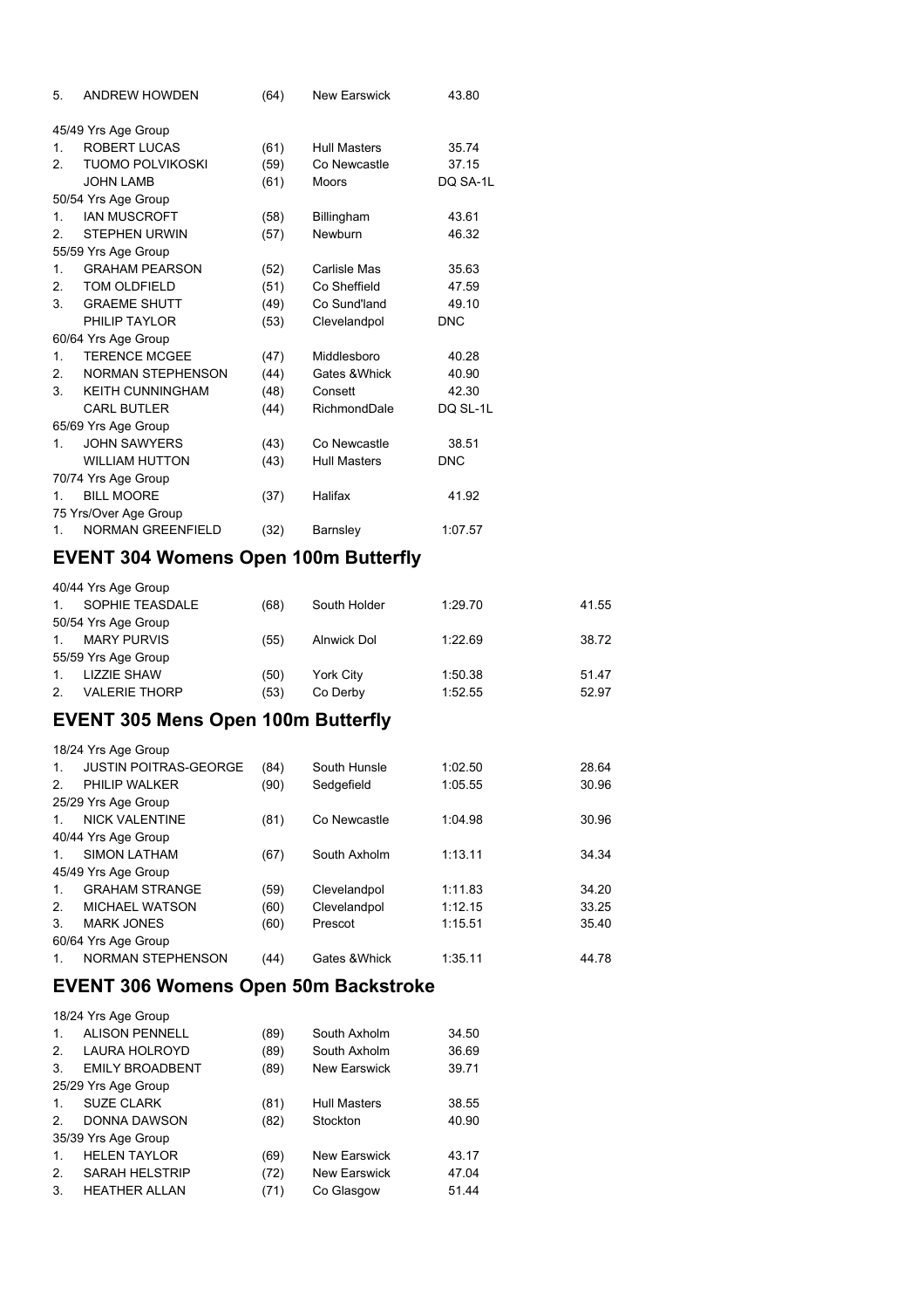| | | | | |
|---|---|---|---|---|
| 5. | ANDREW HOWDEN | (64) | New Earswick | 43.80 |
| 45/49 Yrs Age Group | | | | |
| 1. | ROBERT LUCAS | (61) | Hull Masters | 35.74 |
| 2. | TUOMO POLVIKOSKI | (59) | Co Newcastle | 37.15 |
| | JOHN LAMB | (61) | Moors | DQ SA-1L |
| 50/54 Yrs Age Group | | | | |
| 1. | IAN MUSCROFT | (58) | Billingham | 43.61 |
| 2. | STEPHEN URWIN | (57) | Newburn | 46.32 |
| 55/59 Yrs Age Group | | | | |
| 1. | GRAHAM PEARSON | (52) | Carlisle Mas | 35.63 |
| 2. | TOM OLDFIELD | (51) | Co Sheffield | 47.59 |
| 3. | GRAEME SHUTT | (49) | Co Sund'land | 49.10 |
| | PHILIP TAYLOR | (53) | Clevelandpol | DNC |
| 60/64 Yrs Age Group | | | | |
| 1. | TERENCE MCGEE | (47) | Middlesboro | 40.28 |
| 2. | NORMAN STEPHENSON | (44) | Gates &Whick | 40.90 |
| 3. | KEITH CUNNINGHAM | (48) | Consett | 42.30 |
| | CARL BUTLER | (44) | RichmondDale | DQ SL-1L |
| 65/69 Yrs Age Group | | | | |
| 1. | JOHN SAWYERS | (43) | Co Newcastle | 38.51 |
| | WILLIAM HUTTON | (43) | Hull Masters | DNC |
| 70/74 Yrs Age Group | | | | |
| 1. | BILL MOORE | (37) | Halifax | 41.92 |
| 75 Yrs/Over Age Group | | | | |
| 1. | NORMAN GREENFIELD | (32) | Barnsley | 1:07.57 |

## EVENT 304 Womens Open 100m Butterfly

| | | | | | |
|---|---|---|---|---|---|
| 40/44 Yrs Age Group | | | | | |
| 1. | SOPHIE TEASDALE | (68) | South Holder | 1:29.70 | 41.55 |
| 50/54 Yrs Age Group | | | | | |
| 1. | MARY PURVIS | (55) | Alnwick Dol | 1:22.69 | 38.72 |
| 55/59 Yrs Age Group | | | | | |
| 1. | LIZZIE SHAW | (50) | York City | 1:50.38 | 51.47 |
| 2. | VALERIE THORP | (53) | Co Derby | 1:52.55 | 52.97 |

## EVENT 305 Mens Open 100m Butterfly

| | | | | | |
|---|---|---|---|---|---|
| 18/24 Yrs Age Group | | | | | |
| 1. | JUSTIN POITRAS-GEORGE | (84) | South Hunsle | 1:02.50 | 28.64 |
| 2. | PHILIP WALKER | (90) | Sedgefield | 1:05.55 | 30.96 |
| 25/29 Yrs Age Group | | | | | |
| 1. | NICK VALENTINE | (81) | Co Newcastle | 1:04.98 | 30.96 |
| 40/44 Yrs Age Group | | | | | |
| 1. | SIMON LATHAM | (67) | South Axholm | 1:13.11 | 34.34 |
| 45/49 Yrs Age Group | | | | | |
| 1. | GRAHAM STRANGE | (59) | Clevelandpol | 1:11.83 | 34.20 |
| 2. | MICHAEL WATSON | (60) | Clevelandpol | 1:12.15 | 33.25 |
| 3. | MARK JONES | (60) | Prescot | 1:15.51 | 35.40 |
| 60/64 Yrs Age Group | | | | | |
| 1. | NORMAN STEPHENSON | (44) | Gates &Whick | 1:35.11 | 44.78 |

## EVENT 306 Womens Open 50m Backstroke

| | | | | |
|---|---|---|---|---|
| 18/24 Yrs Age Group | | | | |
| 1. | ALISON PENNELL | (89) | South Axholm | 34.50 |
| 2. | LAURA HOLROYD | (89) | South Axholm | 36.69 |
| 3. | EMILY BROADBENT | (89) | New Earswick | 39.71 |
| 25/29 Yrs Age Group | | | | |
| 1. | SUZE CLARK | (81) | Hull Masters | 38.55 |
| 2. | DONNA DAWSON | (82) | Stockton | 40.90 |
| 35/39 Yrs Age Group | | | | |
| 1. | HELEN TAYLOR | (69) | New Earswick | 43.17 |
| 2. | SARAH HELSTRIP | (72) | New Earswick | 47.04 |
| 3. | HEATHER ALLAN | (71) | Co Glasgow | 51.44 |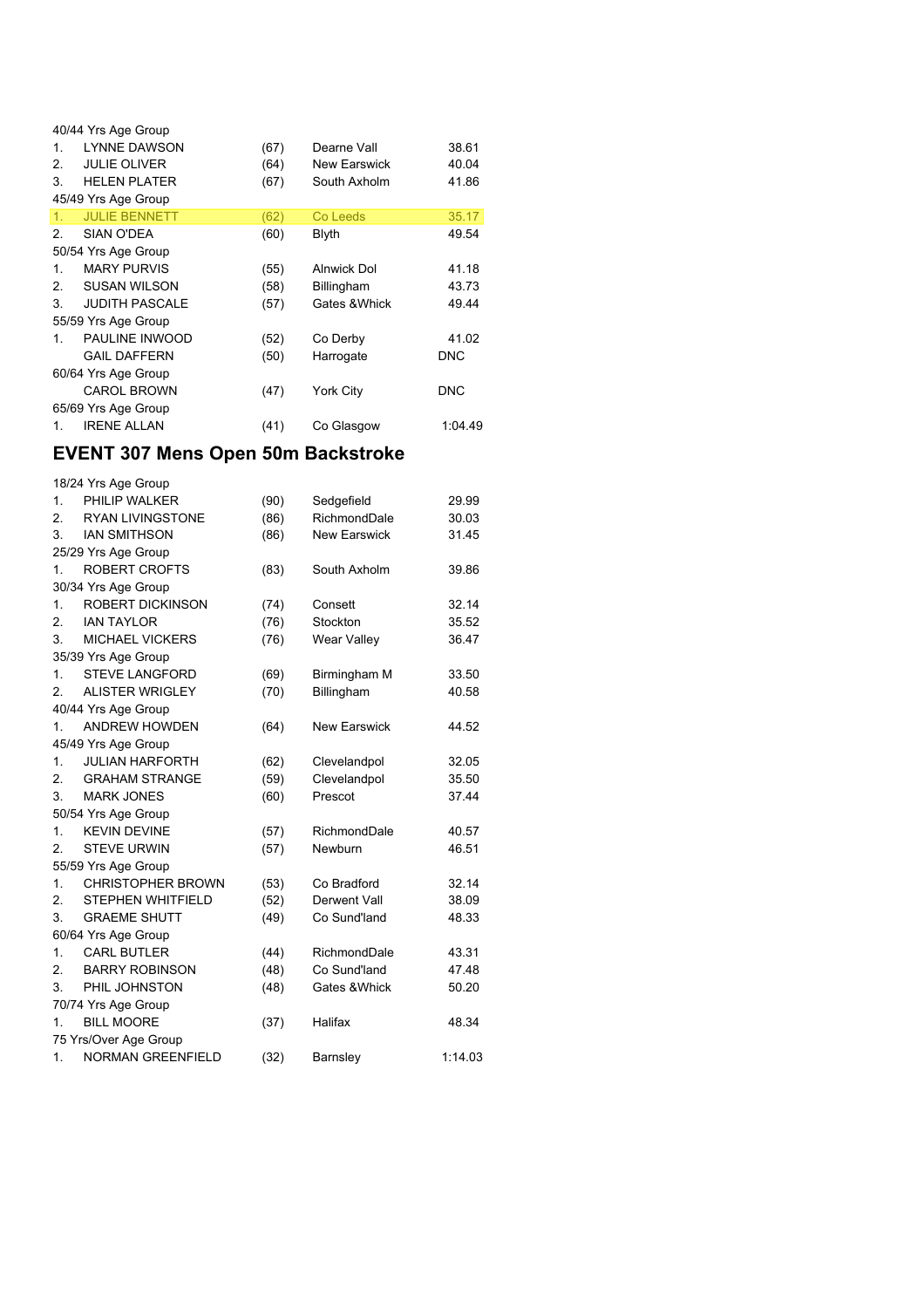| | | | | |
|---|---|---|---|---|
| 40/44 Yrs Age Group | | | | |
| 1. | LYNNE DAWSON | (67) | Dearne Vall | 38.61 |
| 2. | JULIE OLIVER | (64) | New Earswick | 40.04 |
| 3. | HELEN PLATER | (67) | South Axholm | 41.86 |
| 45/49 Yrs Age Group | | | | |
| 1. | JULIE BENNETT | (62) | Co Leeds | 35.17 |
| 2. | SIAN O'DEA | (60) | Blyth | 49.54 |
| 50/54 Yrs Age Group | | | | |
| 1. | MARY PURVIS | (55) | Alnwick Dol | 41.18 |
| 2. | SUSAN WILSON | (58) | Billingham | 43.73 |
| 3. | JUDITH PASCALE | (57) | Gates &Whick | 49.44 |
| 55/59 Yrs Age Group | | | | |
| 1. | PAULINE INWOOD | (52) | Co Derby | 41.02 |
| | GAIL DAFFERN | (50) | Harrogate | DNC |
| 60/64 Yrs Age Group | | | | |
| | CAROL BROWN | (47) | York City | DNC |
| 65/69 Yrs Age Group | | | | |
| 1. | IRENE ALLAN | (41) | Co Glasgow | 1:04.49 |

## EVENT 307 Mens Open 50m Backstroke

| | | | | |
|---|---|---|---|---|
| 18/24 Yrs Age Group | | | | |
| 1. | PHILIP WALKER | (90) | Sedgefield | 29.99 |
| 2. | RYAN LIVINGSTONE | (86) | RichmondDale | 30.03 |
| 3. | IAN SMITHSON | (86) | New Earswick | 31.45 |
| 25/29 Yrs Age Group | | | | |
| 1. | ROBERT CROFTS | (83) | South Axholm | 39.86 |
| 30/34 Yrs Age Group | | | | |
| 1. | ROBERT DICKINSON | (74) | Consett | 32.14 |
| 2. | IAN TAYLOR | (76) | Stockton | 35.52 |
| 3. | MICHAEL VICKERS | (76) | Wear Valley | 36.47 |
| 35/39 Yrs Age Group | | | | |
| 1. | STEVE LANGFORD | (69) | Birmingham M | 33.50 |
| 2. | ALISTER WRIGLEY | (70) | Billingham | 40.58 |
| 40/44 Yrs Age Group | | | | |
| 1. | ANDREW HOWDEN | (64) | New Earswick | 44.52 |
| 45/49 Yrs Age Group | | | | |
| 1. | JULIAN HARFORTH | (62) | Clevelandpol | 32.05 |
| 2. | GRAHAM STRANGE | (59) | Clevelandpol | 35.50 |
| 3. | MARK JONES | (60) | Prescot | 37.44 |
| 50/54 Yrs Age Group | | | | |
| 1. | KEVIN DEVINE | (57) | RichmondDale | 40.57 |
| 2. | STEVE URWIN | (57) | Newburn | 46.51 |
| 55/59 Yrs Age Group | | | | |
| 1. | CHRISTOPHER BROWN | (53) | Co Bradford | 32.14 |
| 2. | STEPHEN WHITFIELD | (52) | Derwent Vall | 38.09 |
| 3. | GRAEME SHUTT | (49) | Co Sund'land | 48.33 |
| 60/64 Yrs Age Group | | | | |
| 1. | CARL BUTLER | (44) | RichmondDale | 43.31 |
| 2. | BARRY ROBINSON | (48) | Co Sund'land | 47.48 |
| 3. | PHIL JOHNSTON | (48) | Gates &Whick | 50.20 |
| 70/74 Yrs Age Group | | | | |
| 1. | BILL MOORE | (37) | Halifax | 48.34 |
| 75 Yrs/Over Age Group | | | | |
| 1. | NORMAN GREENFIELD | (32) | Barnsley | 1:14.03 |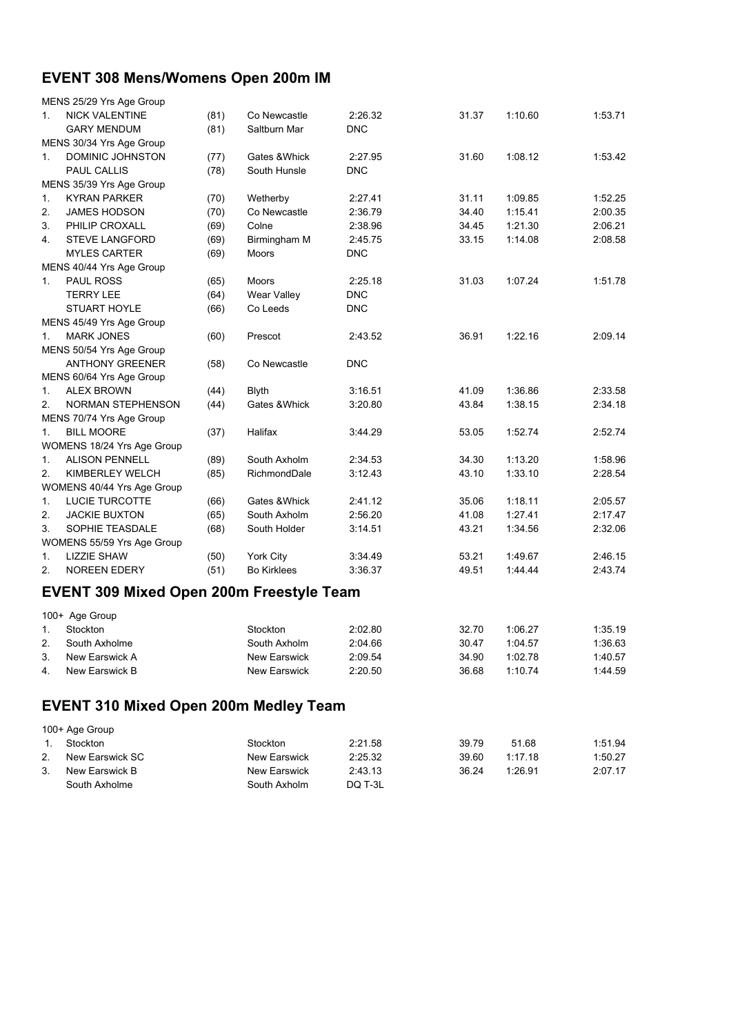## EVENT 308 Mens/Womens Open 200m IM

| | | | | | | | |
|---|---|---|---|---|---|---|---|
| MENS 25/29 Yrs Age Group | | | | | | | |
| 1. | NICK VALENTINE | (81) | Co Newcastle | 2:26.32 | 31.37 | 1:10.60 | 1:53.71 |
| | GARY MENDUM | (81) | Saltburn Mar | DNC | | | |
| MENS 30/34 Yrs Age Group | | | | | | | |
| 1. | DOMINIC JOHNSTON | (77) | Gates &Whick | 2:27.95 | 31.60 | 1:08.12 | 1:53.42 |
| | PAUL CALLIS | (78) | South Hunsle | DNC | | | |
| MENS 35/39 Yrs Age Group | | | | | | | |
| 1. | KYRAN PARKER | (70) | Wetherby | 2:27.41 | 31.11 | 1:09.85 | 1:52.25 |
| 2. | JAMES HODSON | (70) | Co Newcastle | 2:36.79 | 34.40 | 1:15.41 | 2:00.35 |
| 3. | PHILIP CROXALL | (69) | Colne | 2:38.96 | 34.45 | 1:21.30 | 2:06.21 |
| 4. | STEVE LANGFORD | (69) | Birmingham M | 2:45.75 | 33.15 | 1:14.08 | 2:08.58 |
| | MYLES CARTER | (69) | Moors | DNC | | | |
| MENS 40/44 Yrs Age Group | | | | | | | |
| 1. | PAUL ROSS | (65) | Moors | 2:25.18 | 31.03 | 1:07.24 | 1:51.78 |
| | TERRY LEE | (64) | Wear Valley | DNC | | | |
| | STUART HOYLE | (66) | Co Leeds | DNC | | | |
| MENS 45/49 Yrs Age Group | | | | | | | |
| 1. | MARK JONES | (60) | Prescot | 2:43.52 | 36.91 | 1:22.16 | 2:09.14 |
| MENS 50/54 Yrs Age Group | | | | | | | |
| | ANTHONY GREENER | (58) | Co Newcastle | DNC | | | |
| MENS 60/64 Yrs Age Group | | | | | | | |
| 1. | ALEX BROWN | (44) | Blyth | 3:16.51 | 41.09 | 1:36.86 | 2:33.58 |
| 2. | NORMAN STEPHENSON | (44) | Gates &Whick | 3:20.80 | 43.84 | 1:38.15 | 2:34.18 |
| MENS 70/74 Yrs Age Group | | | | | | | |
| 1. | BILL MOORE | (37) | Halifax | 3:44.29 | 53.05 | 1:52.74 | 2:52.74 |
| WOMENS 18/24 Yrs Age Group | | | | | | | |
| 1. | ALISON PENNELL | (89) | South Axholm | 2:34.53 | 34.30 | 1:13.20 | 1:58.96 |
| 2. | KIMBERLEY WELCH | (85) | RichmondDale | 3:12.43 | 43.10 | 1:33.10 | 2:28.54 |
| WOMENS 40/44 Yrs Age Group | | | | | | | |
| 1. | LUCIE TURCOTTE | (66) | Gates &Whick | 2:41.12 | 35.06 | 1:18.11 | 2:05.57 |
| 2. | JACKIE BUXTON | (65) | South Axholm | 2:56.20 | 41.08 | 1:27.41 | 2:17.47 |
| 3. | SOPHIE TEASDALE | (68) | South Holder | 3:14.51 | 43.21 | 1:34.56 | 2:32.06 |
| WOMENS 55/59 Yrs Age Group | | | | | | | |
| 1. | LIZZIE SHAW | (50) | York City | 3:34.49 | 53.21 | 1:49.67 | 2:46.15 |
| 2. | NOREEN EDERY | (51) | Bo Kirklees | 3:36.37 | 49.51 | 1:44.44 | 2:43.74 |

## EVENT 309 Mixed Open 200m Freestyle Team

| | | | | | | |
|---|---|---|---|---|---|---|
| 100+ Age Group | | | | | | |
| 1. | Stockton | Stockton | 2:02.80 | 32.70 | 1:06.27 | 1:35.19 |
| 2. | South Axholme | South Axholm | 2:04.66 | 30.47 | 1:04.57 | 1:36.63 |
| 3. | New Earswick A | New Earswick | 2:09.54 | 34.90 | 1:02.78 | 1:40.57 |
| 4. | New Earswick B | New Earswick | 2:20.50 | 36.68 | 1:10.74 | 1:44.59 |

## EVENT 310 Mixed Open 200m Medley Team

| | | | | | | |
|---|---|---|---|---|---|---|
| 100+ Age Group | | | | | | |
| 1. | Stockton | Stockton | 2:21.58 | 39.79 | 51.68 | 1:51.94 |
| 2. | New Earswick SC | New Earswick | 2:25.32 | 39.60 | 1:17.18 | 1:50.27 |
| 3. | New Earswick B | New Earswick | 2:43.13 | 36.24 | 1:26.91 | 2:07.17 |
| | South Axholme | South Axholm | DQ T-3L | | | |